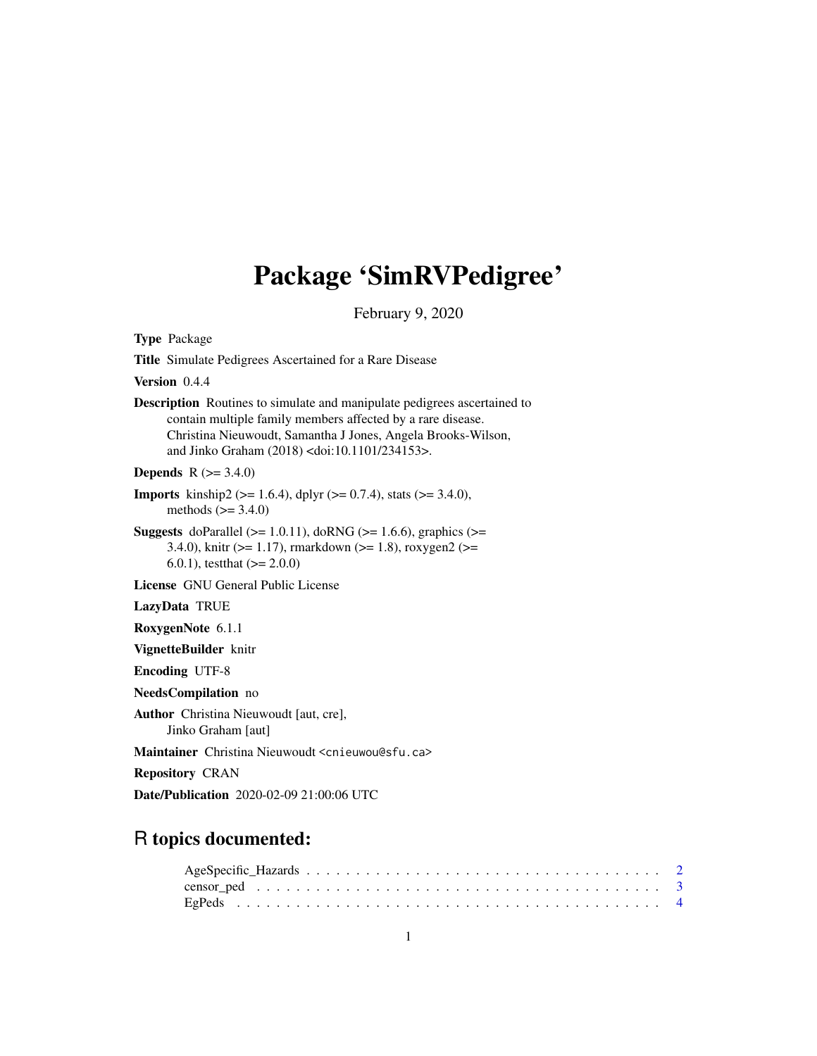# Package 'SimRVPedigree'

February 9, 2020

**Type** Package

**Title** Simulate Pedigrees Ascertained for a Rare Disease

**Version** 0.4.4

**Description** Routines to simulate and manipulate pedigrees ascertained to contain multiple family members affected by a rare disease. Christina Nieuwoudt, Samantha J Jones, Angela Brooks-Wilson, and Jinko Graham (2018) <doi:10.1101/234153>.

**Depends** R (>= 3.4.0)

**Imports** kinship2 (>= 1.6.4), dplyr (>= 0.7.4), stats (>= 3.4.0), methods (>= 3.4.0)

**Suggests** doParallel (>= 1.0.11), doRNG (>= 1.6.6), graphics (>= 3.4.0), knitr (>= 1.17), rmarkdown (>= 1.8), roxygen2 (>= 6.0.1), testthat (>= 2.0.0)

**License** GNU General Public License

**LazyData** TRUE

**RoxygenNote** 6.1.1

**VignetteBuilder** knitr

**Encoding** UTF-8

**NeedsCompilation** no

**Author** Christina Nieuwoudt [aut, cre], Jinko Graham [aut]

**Maintainer** Christina Nieuwoudt <cnieuwou@sfu.ca>

**Repository** CRAN

**Date/Publication** 2020-02-09 21:00:06 UTC

## R topics documented:

AgeSpecific_Hazards . . . . . . . . . . . . . . . . . . . . . . . . . . . . . . . . . . 2
censor_ped . . . . . . . . . . . . . . . . . . . . . . . . . . . . . . . . . . . . . . . 3
EgPeds . . . . . . . . . . . . . . . . . . . . . . . . . . . . . . . . . . . . . . . . . 4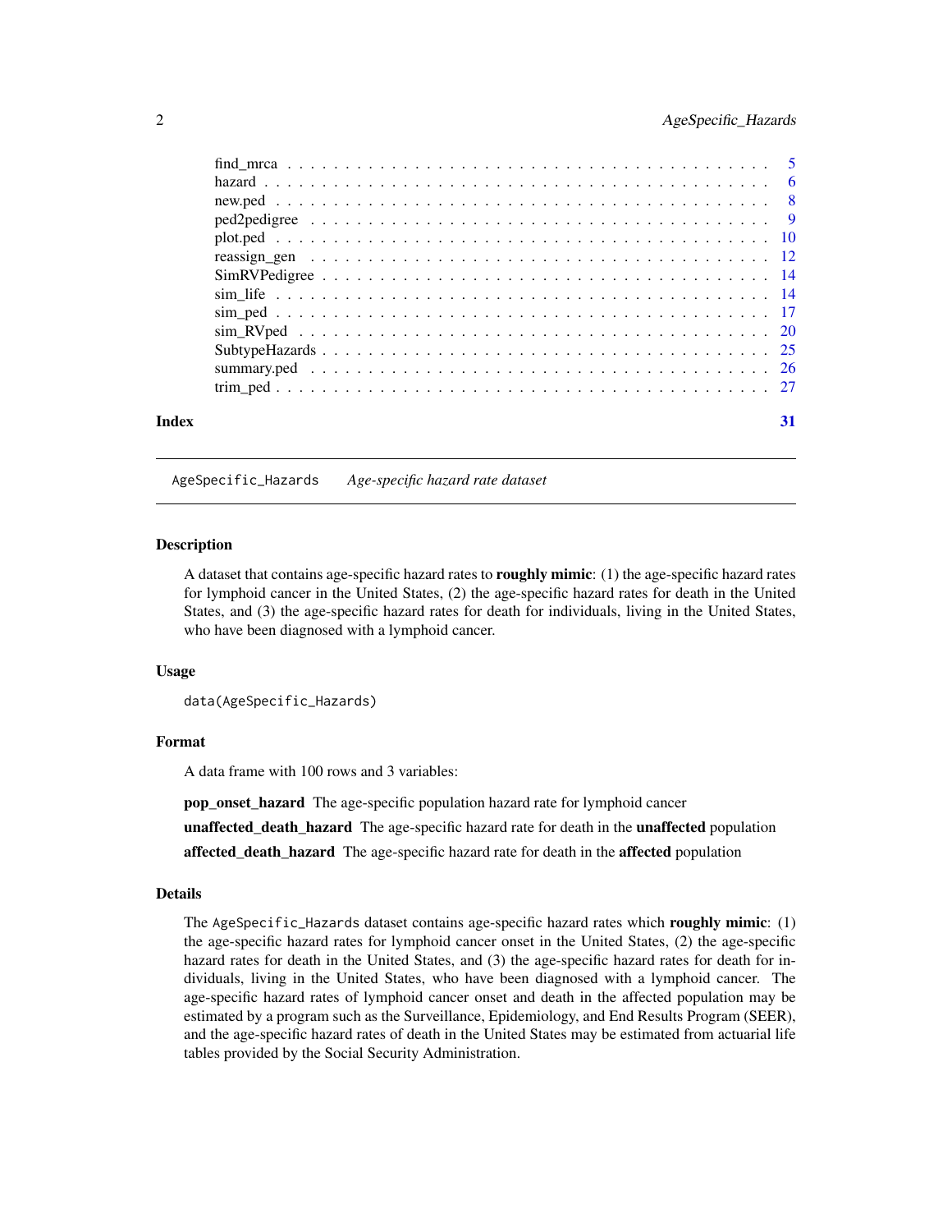find_mrca . . . . . . . . . . . . . . . . . . . . . . . . . . . . . . . . . . . . . . . 5
hazard . . . . . . . . . . . . . . . . . . . . . . . . . . . . . . . . . . . . . . . . . 6
new.ped . . . . . . . . . . . . . . . . . . . . . . . . . . . . . . . . . . . . . . . . 8
ped2pedigree . . . . . . . . . . . . . . . . . . . . . . . . . . . . . . . . . . . . . . 9
plot.ped . . . . . . . . . . . . . . . . . . . . . . . . . . . . . . . . . . . . . . . . 10
reassign_gen . . . . . . . . . . . . . . . . . . . . . . . . . . . . . . . . . . . . . . 12
SimRVPedigree . . . . . . . . . . . . . . . . . . . . . . . . . . . . . . . . . . . . . 14
sim_life . . . . . . . . . . . . . . . . . . . . . . . . . . . . . . . . . . . . . . . . 14
sim_ped . . . . . . . . . . . . . . . . . . . . . . . . . . . . . . . . . . . . . . . . 17
sim_RVped . . . . . . . . . . . . . . . . . . . . . . . . . . . . . . . . . . . . . . . 20
SubtypeHazards . . . . . . . . . . . . . . . . . . . . . . . . . . . . . . . . . . . . . 25
summary.ped . . . . . . . . . . . . . . . . . . . . . . . . . . . . . . . . . . . . . . 26
trim_ped . . . . . . . . . . . . . . . . . . . . . . . . . . . . . . . . . . . . . . . . 27

**Index** 31

---

## AgeSpecific_Hazards *Age-specific hazard rate dataset*

### Description

A dataset that contains age-specific hazard rates to **roughly mimic**: (1) the age-specific hazard rates for lymphoid cancer in the United States, (2) the age-specific hazard rates for death in the United States, and (3) the age-specific hazard rates for death for individuals, living in the United States, who have been diagnosed with a lymphoid cancer.

### Usage

```
data(AgeSpecific_Hazards)
```

### Format

A data frame with 100 rows and 3 variables:

**pop_onset_hazard** The age-specific population hazard rate for lymphoid cancer

**unaffected_death_hazard** The age-specific hazard rate for death in the **unaffected** population

**affected_death_hazard** The age-specific hazard rate for death in the **affected** population

### Details

The `AgeSpecific_Hazards` dataset contains age-specific hazard rates which **roughly mimic**: (1) the age-specific hazard rates for lymphoid cancer onset in the United States, (2) the age-specific hazard rates for death in the United States, and (3) the age-specific hazard rates for death for individuals, living in the United States, who have been diagnosed with a lymphoid cancer. The age-specific hazard rates of lymphoid cancer onset and death in the affected population may be estimated by a program such as the Surveillance, Epidemiology, and End Results Program (SEER), and the age-specific hazard rates of death in the United States may be estimated from actuarial life tables provided by the Social Security Administration.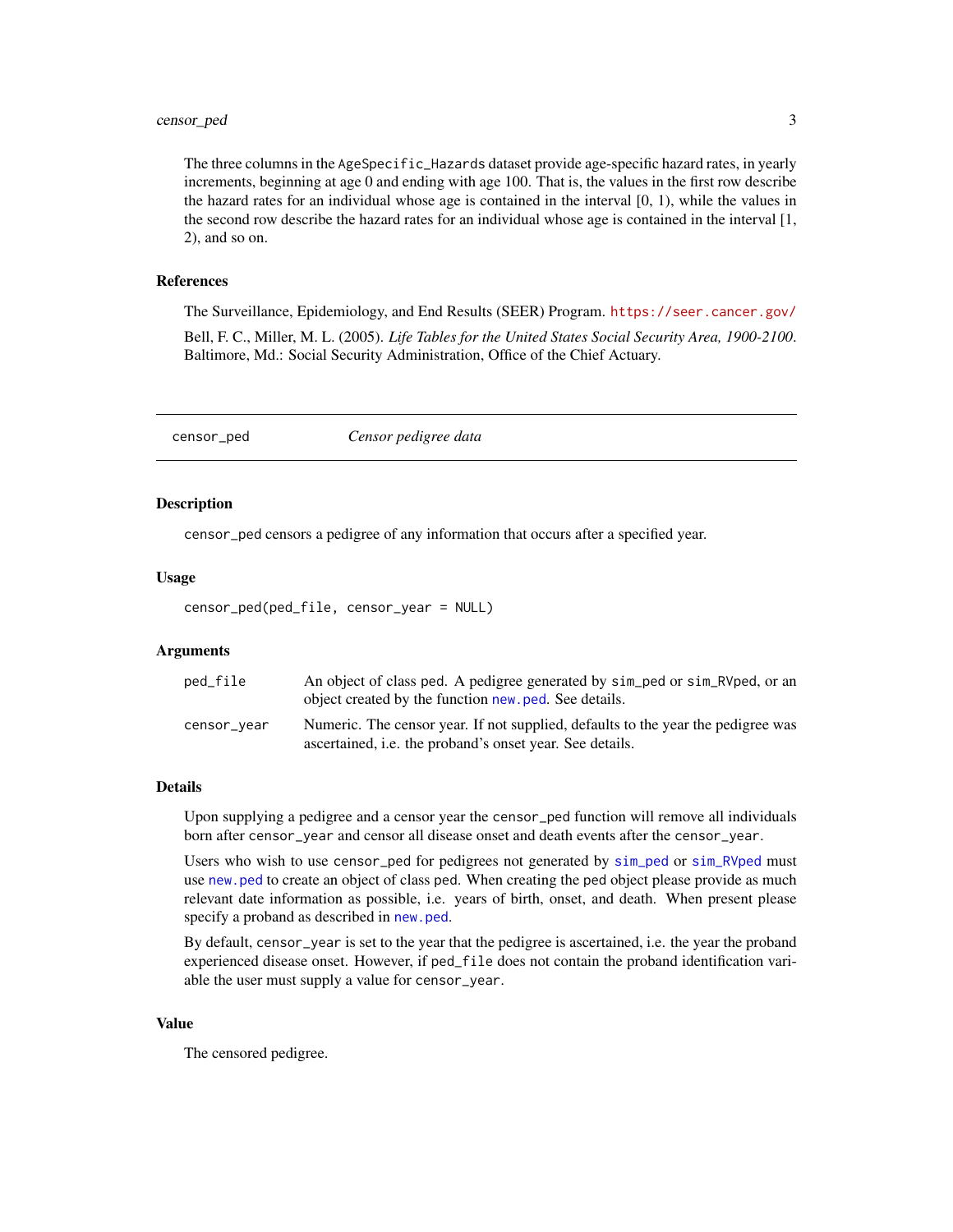The three columns in the `AgeSpecific_Hazards` dataset provide age-specific hazard rates, in yearly increments, beginning at age 0 and ending with age 100. That is, the values in the first row describe the hazard rates for an individual whose age is contained in the interval [0, 1), while the values in the second row describe the hazard rates for an individual whose age is contained in the interval [1, 2), and so on.

### References

The Surveillance, Epidemiology, and End Results (SEER) Program. https://seer.cancer.gov/

Bell, F. C., Miller, M. L. (2005). *Life Tables for the United States Social Security Area, 1900-2100*. Baltimore, Md.: Social Security Administration, Office of the Chief Actuary.

---

## censor_ped — *Censor pedigree data*

---

### Description

`censor_ped` censors a pedigree of any information that occurs after a specified year.

### Usage

```
censor_ped(ped_file, censor_year = NULL)
```

### Arguments

| | |
|---|---|
| `ped_file` | An object of class ped. A pedigree generated by `sim_ped` or `sim_RVped`, or an object created by the function `new.ped`. See details. |
| `censor_year` | Numeric. The censor year. If not supplied, defaults to the year the pedigree was ascertained, i.e. the proband's onset year. See details. |

### Details

Upon supplying a pedigree and a censor year the `censor_ped` function will remove all individuals born after `censor_year` and censor all disease onset and death events after the `censor_year`.

Users who wish to use `censor_ped` for pedigrees not generated by `sim_ped` or `sim_RVped` must use `new.ped` to create an object of class ped. When creating the ped object please provide as much relevant date information as possible, i.e. years of birth, onset, and death. When present please specify a proband as described in `new.ped`.

By default, `censor_year` is set to the year that the pedigree is ascertained, i.e. the year the proband experienced disease onset. However, if `ped_file` does not contain the proband identification variable the user must supply a value for `censor_year`.

### Value

The censored pedigree.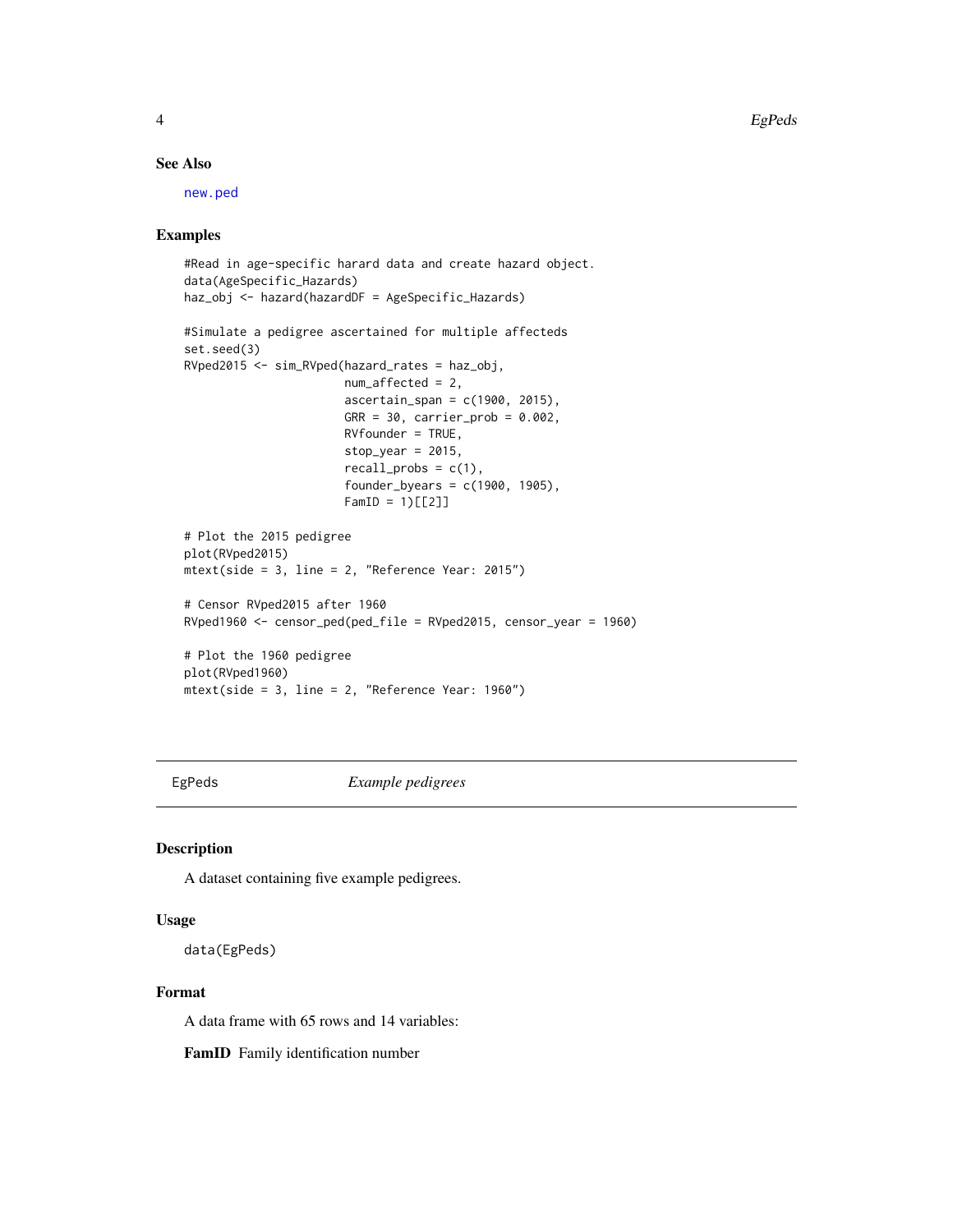### See Also

new.ped

### Examples

```
#Read in age-specific harard data and create hazard object.
data(AgeSpecific_Hazards)
haz_obj <- hazard(hazardDF = AgeSpecific_Hazards)

#Simulate a pedigree ascertained for multiple affecteds
set.seed(3)
RVped2015 <- sim_RVped(hazard_rates = haz_obj,
                       num_affected = 2,
                       ascertain_span = c(1900, 2015),
                       GRR = 30, carrier_prob = 0.002,
                       RVfounder = TRUE,
                       stop_year = 2015,
                       recall_probs = c(1),
                       founder_byears = c(1900, 1905),
                       FamID = 1)[[2]]

# Plot the 2015 pedigree
plot(RVped2015)
mtext(side = 3, line = 2, "Reference Year: 2015")

# Censor RVped2015 after 1960
RVped1960 <- censor_ped(ped_file = RVped2015, censor_year = 1960)

# Plot the 1960 pedigree
plot(RVped1960)
mtext(side = 3, line = 2, "Reference Year: 1960")
```

## EgPeds *Example pedigrees*

### Description

A dataset containing five example pedigrees.

### Usage

```
data(EgPeds)
```

### Format

A data frame with 65 rows and 14 variables:

**FamID** Family identification number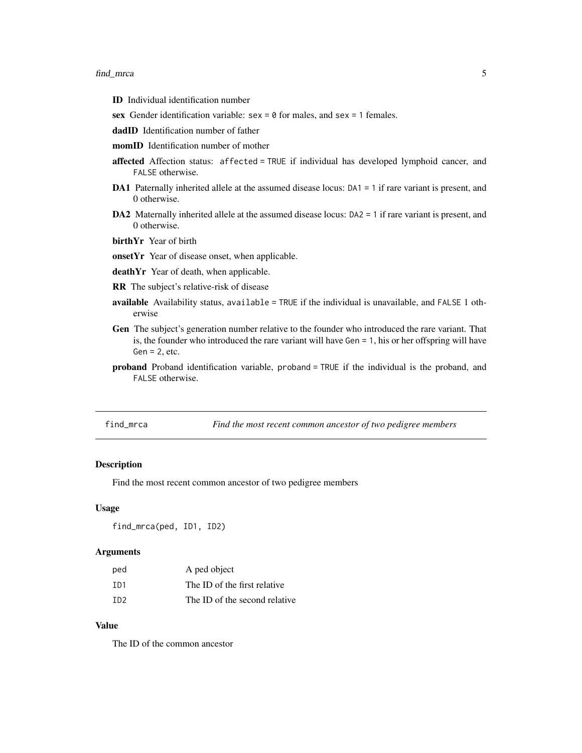**ID** Individual identification number

**sex** Gender identification variable: `sex = 0` for males, and `sex = 1` females.

**dadID** Identification number of father

**momID** Identification number of mother

**affected** Affection status: `affected = TRUE` if individual has developed lymphoid cancer, and `FALSE` otherwise.

**DA1** Paternally inherited allele at the assumed disease locus: `DA1 = 1` if rare variant is present, and 0 otherwise.

**DA2** Maternally inherited allele at the assumed disease locus: `DA2 = 1` if rare variant is present, and 0 otherwise.

**birthYr** Year of birth

**onsetYr** Year of disease onset, when applicable.

**deathYr** Year of death, when applicable.

**RR** The subject's relative-risk of disease

**available** Availability status, `available = TRUE` if the individual is unavailable, and `FALSE` 1 otherwise

**Gen** The subject's generation number relative to the founder who introduced the rare variant. That is, the founder who introduced the rare variant will have `Gen = 1`, his or her offspring will have `Gen = 2`, etc.

**proband** Proband identification variable, `proband = TRUE` if the individual is the proband, and `FALSE` otherwise.

---

## find_mrca — *Find the most recent common ancestor of two pedigree members*

### Description

Find the most recent common ancestor of two pedigree members

### Usage

```
find_mrca(ped, ID1, ID2)
```

### Arguments

| | |
|---|---|
| `ped` | A ped object |
| `ID1` | The ID of the first relative |
| `ID2` | The ID of the second relative |

### Value

The ID of the common ancestor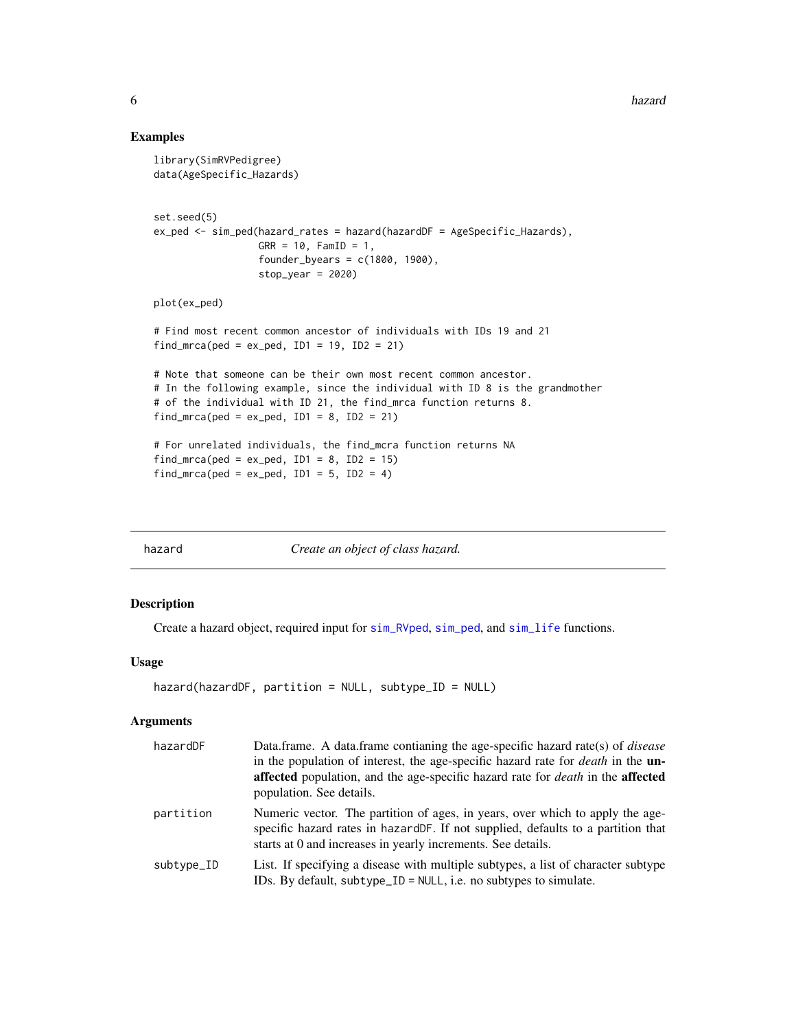## Examples

```
library(SimRVPedigree)
data(AgeSpecific_Hazards)


set.seed(5)
ex_ped <- sim_ped(hazard_rates = hazard(hazardDF = AgeSpecific_Hazards),
                  GRR = 10, FamID = 1,
                  founder_byears = c(1800, 1900),
                  stop_year = 2020)

plot(ex_ped)

# Find most recent common ancestor of individuals with IDs 19 and 21
find_mrca(ped = ex_ped, ID1 = 19, ID2 = 21)

# Note that someone can be their own most recent common ancestor.
# In the following example, since the individual with ID 8 is the grandmother
# of the individual with ID 21, the find_mrca function returns 8.
find_mrca(ped = ex_ped, ID1 = 8, ID2 = 21)

# For unrelated individuals, the find_mcra function returns NA
find_mrca(ped = ex_ped, ID1 = 8, ID2 = 15)
find_mrca(ped = ex_ped, ID1 = 5, ID2 = 4)
```

---

# hazard — *Create an object of class hazard.*

---

## Description

Create a hazard object, required input for sim_RVped, sim_ped, and sim_life functions.

## Usage

```
hazard(hazardDF, partition = NULL, subtype_ID = NULL)
```

## Arguments

| | |
|---|---|
| hazardDF | Data.frame. A data.frame contianing the age-specific hazard rate(s) of *disease* in the population of interest, the age-specific hazard rate for *death* in the **unaffected** population, and the age-specific hazard rate for *death* in the **affected** population. See details. |
| partition | Numeric vector. The partition of ages, in years, over which to apply the age-specific hazard rates in hazardDF. If not supplied, defaults to a partition that starts at 0 and increases in yearly increments. See details. |
| subtype_ID | List. If specifying a disease with multiple subtypes, a list of character subtype IDs. By default, subtype_ID = NULL, i.e. no subtypes to simulate. |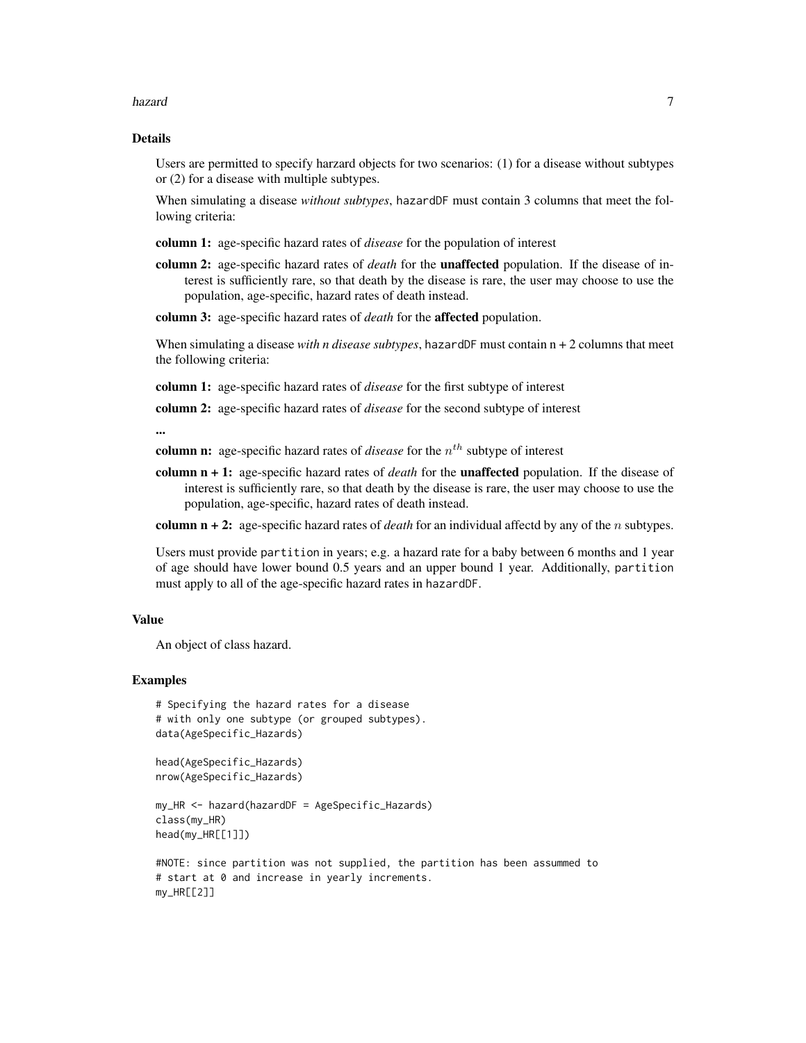## Details

Users are permitted to specify harzard objects for two scenarios: (1) for a disease without subtypes or (2) for a disease with multiple subtypes.

When simulating a disease *without subtypes*, `hazardDF` must contain 3 columns that meet the following criteria:

**column 1:** age-specific hazard rates of *disease* for the population of interest

**column 2:** age-specific hazard rates of *death* for the **unaffected** population. If the disease of interest is sufficiently rare, so that death by the disease is rare, the user may choose to use the population, age-specific, hazard rates of death instead.

**column 3:** age-specific hazard rates of *death* for the **affected** population.

When simulating a disease *with n disease subtypes*, `hazardDF` must contain n + 2 columns that meet the following criteria:

**column 1:** age-specific hazard rates of *disease* for the first subtype of interest

**column 2:** age-specific hazard rates of *disease* for the second subtype of interest

**...**

**column n:** age-specific hazard rates of *disease* for the $n^{th}$ subtype of interest

**column n + 1:** age-specific hazard rates of *death* for the **unaffected** population. If the disease of interest is sufficiently rare, so that death by the disease is rare, the user may choose to use the population, age-specific, hazard rates of death instead.

**column n + 2:** age-specific hazard rates of *death* for an individual affectd by any of the $n$ subtypes.

Users must provide `partition` in years; e.g. a hazard rate for a baby between 6 months and 1 year of age should have lower bound 0.5 years and an upper bound 1 year. Additionally, `partition` must apply to all of the age-specific hazard rates in `hazardDF`.

## Value

An object of class hazard.

## Examples

```
# Specifying the hazard rates for a disease
# with only one subtype (or grouped subtypes).
data(AgeSpecific_Hazards)

head(AgeSpecific_Hazards)
nrow(AgeSpecific_Hazards)

my_HR <- hazard(hazardDF = AgeSpecific_Hazards)
class(my_HR)
head(my_HR[[1]])

#NOTE: since partition was not supplied, the partition has been assummed to
# start at 0 and increase in yearly increments.
my_HR[[2]]
```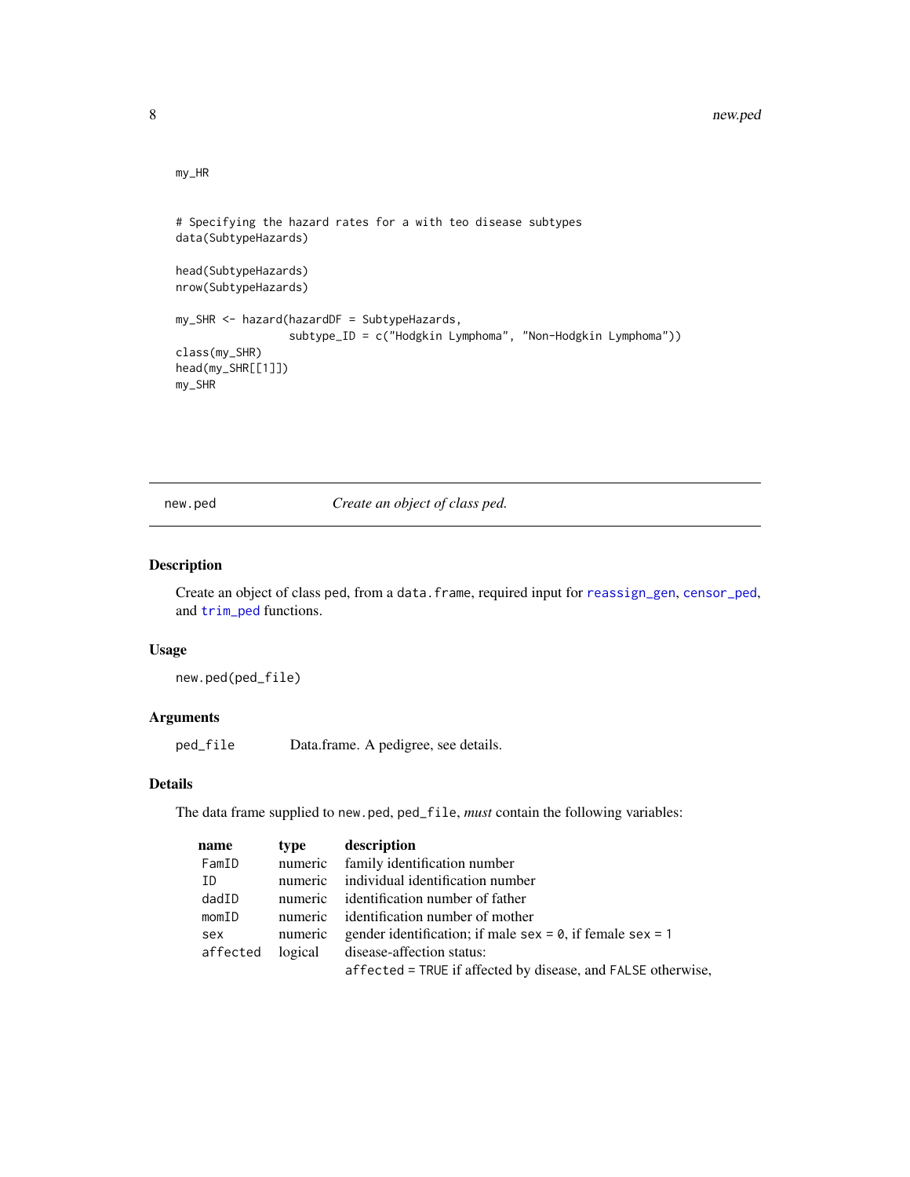```
my_HR


# Specifying the hazard rates for a with teo disease subtypes
data(SubtypeHazards)

head(SubtypeHazards)
nrow(SubtypeHazards)

my_SHR <- hazard(hazardDF = SubtypeHazards,
                 subtype_ID = c("Hodgkin Lymphoma", "Non-Hodgkin Lymphoma"))
class(my_SHR)
head(my_SHR[[1]])
my_SHR
```

---

## new.ped — *Create an object of class ped.*

### Description

Create an object of class ped, from a `data.frame`, required input for `reassign_gen`, `censor_ped`, and `trim_ped` functions.

### Usage

```
new.ped(ped_file)
```

### Arguments

| | |
|---|---|
| `ped_file` | Data.frame. A pedigree, see details. |

### Details

The data frame supplied to `new.ped`, `ped_file`, *must* contain the following variables:

| name | type | description |
|---|---|---|
| `FamID` | numeric | family identification number |
| `ID` | numeric | individual identification number |
| `dadID` | numeric | identification number of father |
| `momID` | numeric | identification number of mother |
| `sex` | numeric | gender identification; if male `sex = 0`, if female `sex = 1` |
| `affected` | logical | disease-affection status: `affected = TRUE` if affected by disease, and `FALSE` otherwise, |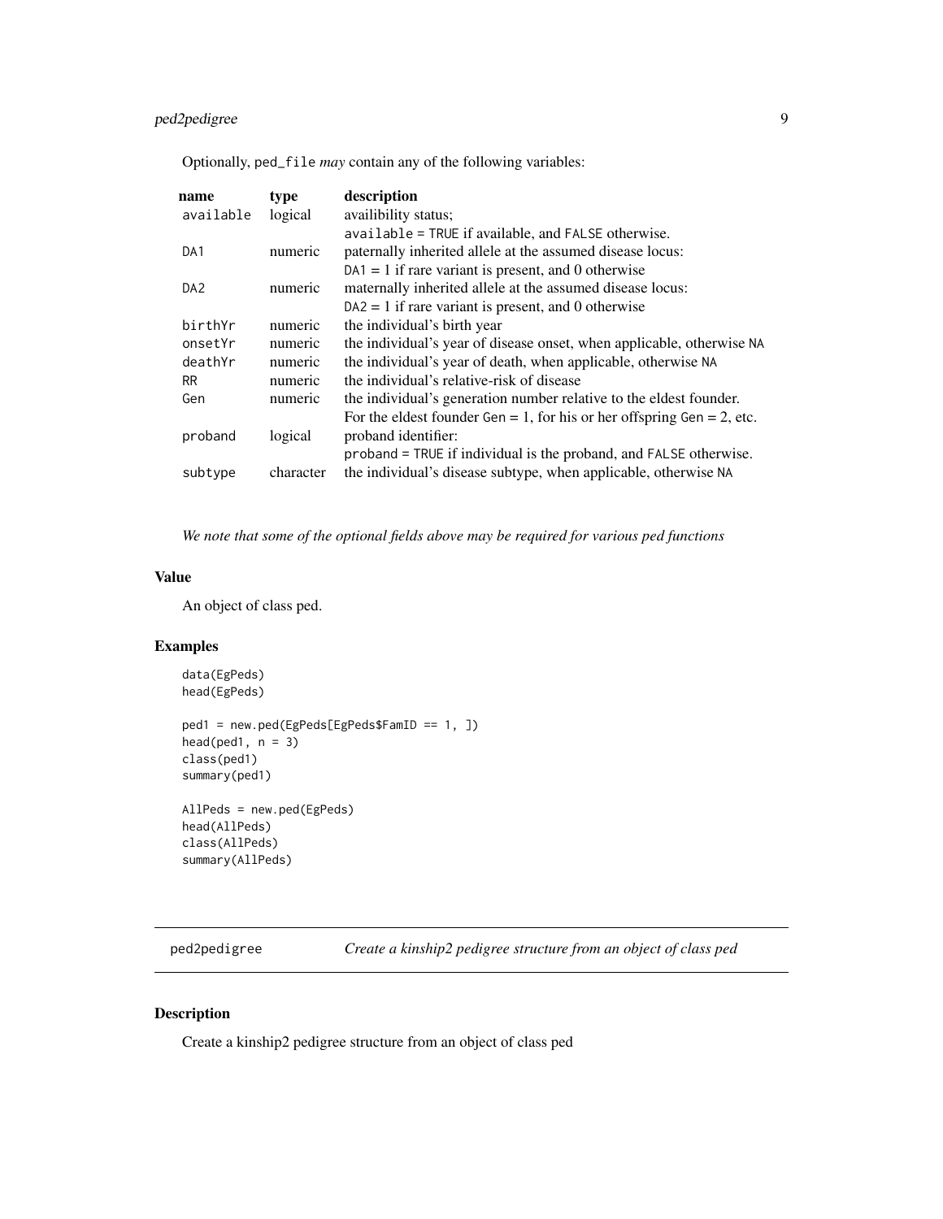Optionally, `ped_file` *may* contain any of the following variables:

| name | type | description |
|---|---|---|
| `available` | logical | availibility status; `available` = `TRUE` if available, and `FALSE` otherwise. |
| `DA1` | numeric | paternally inherited allele at the assumed disease locus: `DA1` = 1 if rare variant is present, and 0 otherwise |
| `DA2` | numeric | maternally inherited allele at the assumed disease locus: `DA2` = 1 if rare variant is present, and 0 otherwise |
| `birthYr` | numeric | the individual's birth year |
| `onsetYr` | numeric | the individual's year of disease onset, when applicable, otherwise `NA` |
| `deathYr` | numeric | the individual's year of death, when applicable, otherwise `NA` |
| `RR` | numeric | the individual's relative-risk of disease |
| `Gen` | numeric | the individual's generation number relative to the eldest founder. For the eldest founder `Gen` = 1, for his or her offspring `Gen` = 2, etc. |
| `proband` | logical | proband identifier: `proband` = `TRUE` if individual is the proband, and `FALSE` otherwise. |
| `subtype` | character | the individual's disease subtype, when applicable, otherwise `NA` |

*We note that some of the optional fields above may be required for various ped functions*

## Value

An object of class ped.

## Examples

```
data(EgPeds)
head(EgPeds)

ped1 = new.ped(EgPeds[EgPeds$FamID == 1, ])
head(ped1, n = 3)
class(ped1)
summary(ped1)

AllPeds = new.ped(EgPeds)
head(AllPeds)
class(AllPeds)
summary(AllPeds)
```

---

# ped2pedigree — *Create a kinship2 pedigree structure from an object of class ped*

## Description

Create a kinship2 pedigree structure from an object of class ped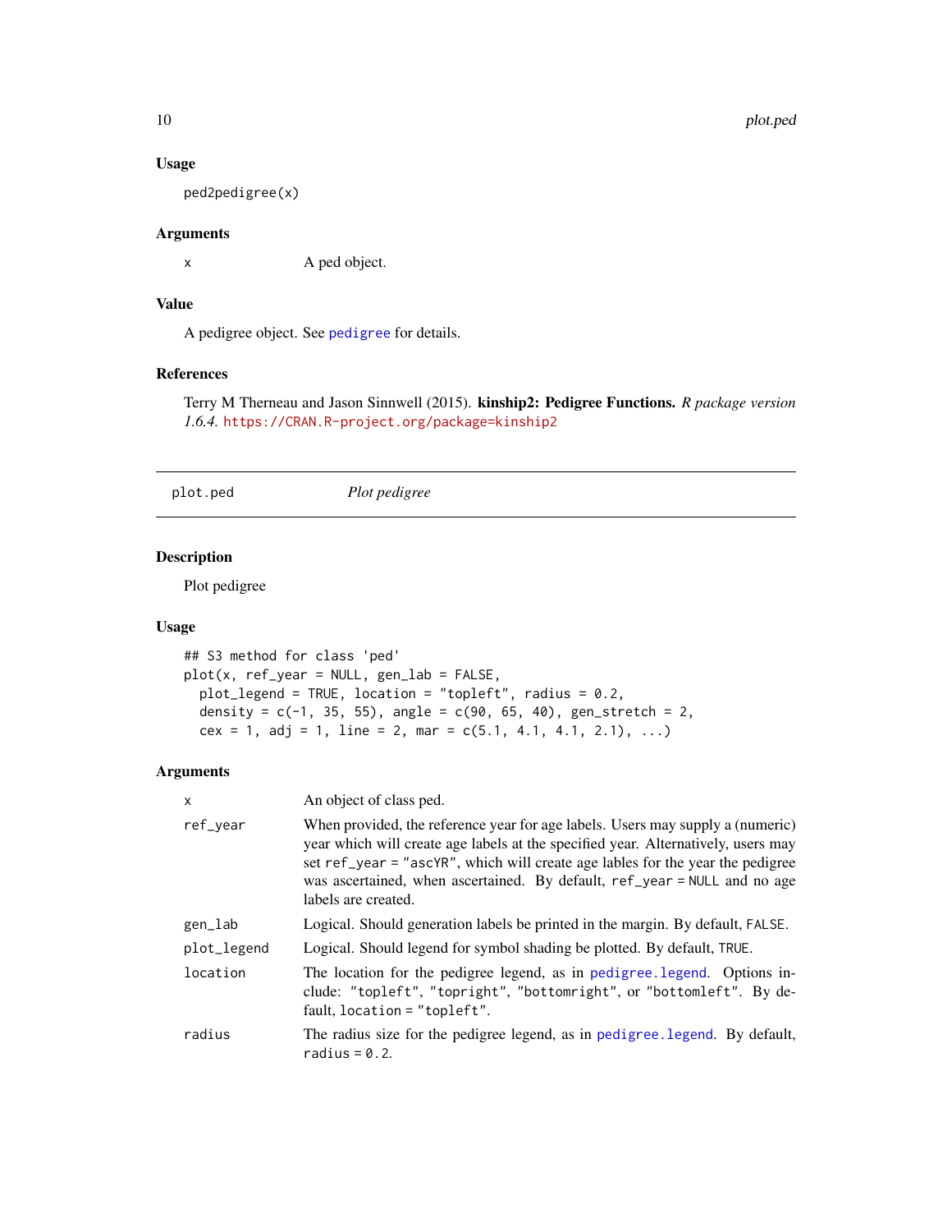### Usage

```
ped2pedigree(x)
```

### Arguments

| | |
|---|---|
| x | A ped object. |

### Value

A pedigree object. See pedigree for details.

### References

Terry M Therneau and Jason Sinnwell (2015). **kinship2: Pedigree Functions.** *R package version 1.6.4.* https://CRAN.R-project.org/package=kinship2

---

## plot.ped — *Plot pedigree*

---

### Description

Plot pedigree

### Usage

```
## S3 method for class 'ped'
plot(x, ref_year = NULL, gen_lab = FALSE,
  plot_legend = TRUE, location = "topleft", radius = 0.2,
  density = c(-1, 35, 55), angle = c(90, 65, 40), gen_stretch = 2,
  cex = 1, adj = 1, line = 2, mar = c(5.1, 4.1, 4.1, 2.1), ...)
```

### Arguments

| | |
|---|---|
| x | An object of class ped. |
| ref_year | When provided, the reference year for age labels. Users may supply a (numeric) year which will create age labels at the specified year. Alternatively, users may set `ref_year = "ascYR"`, which will create age lables for the year the pedigree was ascertained, when ascertained. By default, `ref_year = NULL` and no age labels are created. |
| gen_lab | Logical. Should generation labels be printed in the margin. By default, `FALSE`. |
| plot_legend | Logical. Should legend for symbol shading be plotted. By default, `TRUE`. |
| location | The location for the pedigree legend, as in pedigree.legend. Options include: `"topleft"`, `"topright"`, `"bottomright"`, or `"bottomleft"`. By default, `location = "topleft"`. |
| radius | The radius size for the pedigree legend, as in pedigree.legend. By default, `radius = 0.2`. |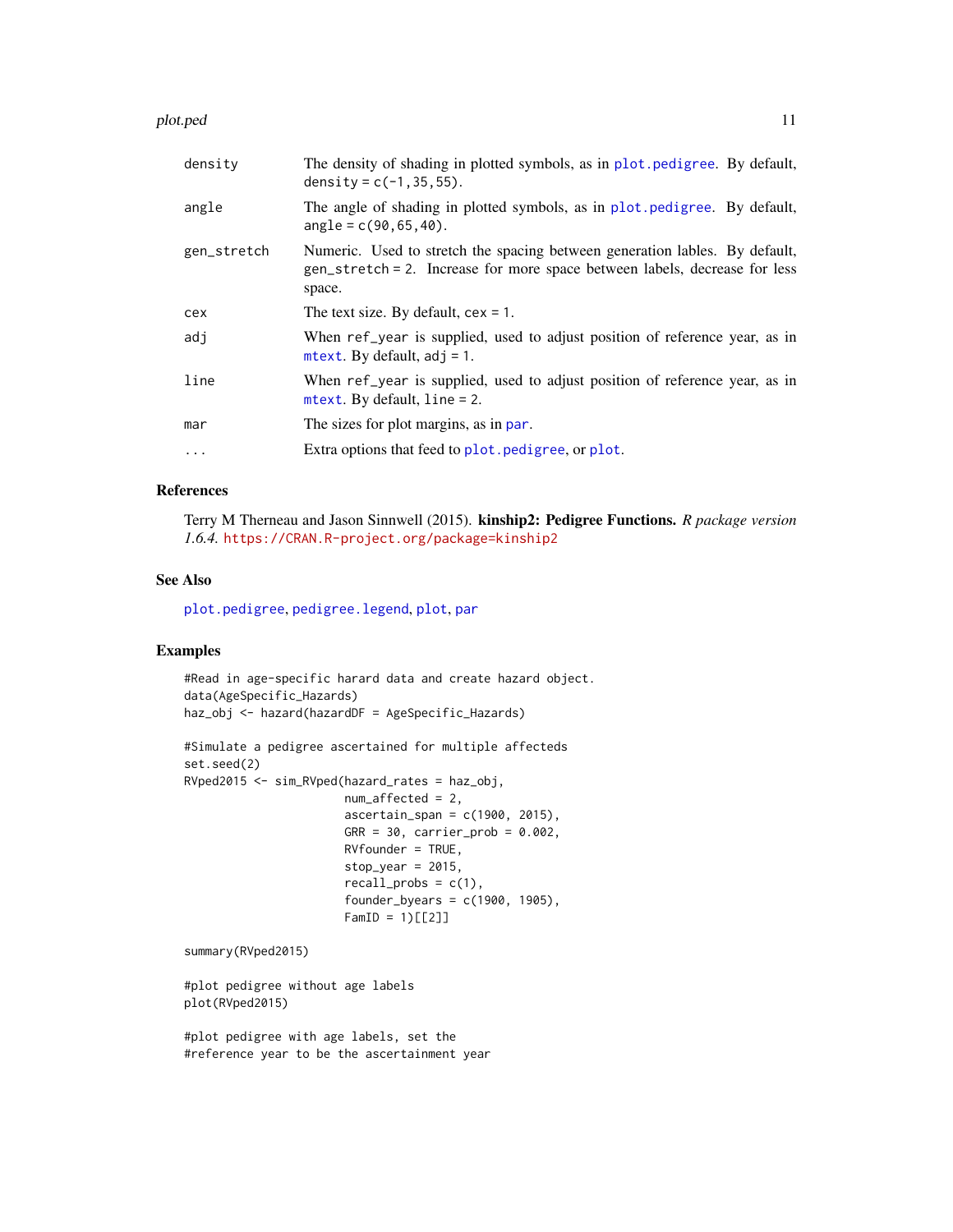| | |
|---|---|
| density | The density of shading in plotted symbols, as in plot.pedigree. By default, density = c(-1,35,55). |
| angle | The angle of shading in plotted symbols, as in plot.pedigree. By default, angle = c(90,65,40). |
| gen_stretch | Numeric. Used to stretch the spacing between generation lables. By default, gen_stretch = 2. Increase for more space between labels, decrease for less space. |
| cex | The text size. By default, cex = 1. |
| adj | When ref_year is supplied, used to adjust position of reference year, as in mtext. By default, adj = 1. |
| line | When ref_year is supplied, used to adjust position of reference year, as in mtext. By default, line = 2. |
| mar | The sizes for plot margins, as in par. |
| ... | Extra options that feed to plot.pedigree, or plot. |

## References

Terry M Therneau and Jason Sinnwell (2015). **kinship2: Pedigree Functions.** *R package version 1.6.4.* https://CRAN.R-project.org/package=kinship2

## See Also

plot.pedigree, pedigree.legend, plot, par

## Examples

```
#Read in age-specific harard data and create hazard object.
data(AgeSpecific_Hazards)
haz_obj <- hazard(hazardDF = AgeSpecific_Hazards)

#Simulate a pedigree ascertained for multiple affecteds
set.seed(2)
RVped2015 <- sim_RVped(hazard_rates = haz_obj,
                       num_affected = 2,
                       ascertain_span = c(1900, 2015),
                       GRR = 30, carrier_prob = 0.002,
                       RVfounder = TRUE,
                       stop_year = 2015,
                       recall_probs = c(1),
                       founder_byears = c(1900, 1905),
                       FamID = 1)[[2]]

summary(RVped2015)

#plot pedigree without age labels
plot(RVped2015)

#plot pedigree with age labels, set the
#reference year to be the ascertainment year
```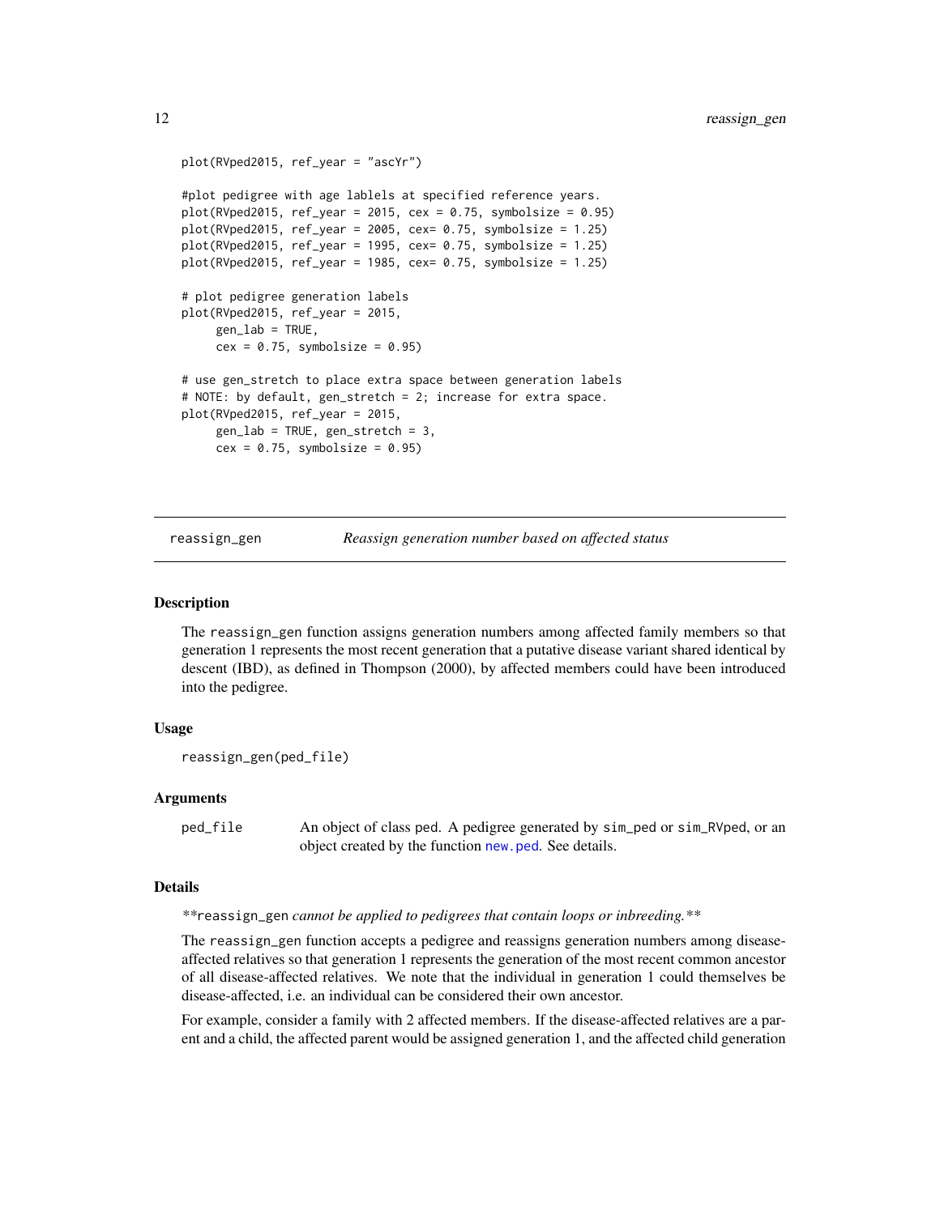```
plot(RVped2015, ref_year = "ascYr")

#plot pedigree with age lablels at specified reference years.
plot(RVped2015, ref_year = 2015, cex = 0.75, symbolsize = 0.95)
plot(RVped2015, ref_year = 2005, cex= 0.75, symbolsize = 1.25)
plot(RVped2015, ref_year = 1995, cex= 0.75, symbolsize = 1.25)
plot(RVped2015, ref_year = 1985, cex= 0.75, symbolsize = 1.25)

# plot pedigree generation labels
plot(RVped2015, ref_year = 2015,
     gen_lab = TRUE,
     cex = 0.75, symbolsize = 0.95)

# use gen_stretch to place extra space between generation labels
# NOTE: by default, gen_stretch = 2; increase for extra space.
plot(RVped2015, ref_year = 2015,
     gen_lab = TRUE, gen_stretch = 3,
     cex = 0.75, symbolsize = 0.95)
```

## reassign_gen — *Reassign generation number based on affected status*

### Description

The `reassign_gen` function assigns generation numbers among affected family members so that generation 1 represents the most recent generation that a putative disease variant shared identical by descent (IBD), as defined in Thompson (2000), by affected members could have been introduced into the pedigree.

### Usage

```
reassign_gen(ped_file)
```

### Arguments

`ped_file` An object of class ped. A pedigree generated by `sim_ped` or `sim_RVped`, or an object created by the function `new.ped`. See details.

### Details

***`reassign_gen` cannot be applied to pedigrees that contain loops or inbreeding.***

The `reassign_gen` function accepts a pedigree and reassigns generation numbers among disease-affected relatives so that generation 1 represents the generation of the most recent common ancestor of all disease-affected relatives. We note that the individual in generation 1 could themselves be disease-affected, i.e. an individual can be considered their own ancestor.

For example, consider a family with 2 affected members. If the disease-affected relatives are a parent and a child, the affected parent would be assigned generation 1, and the affected child generation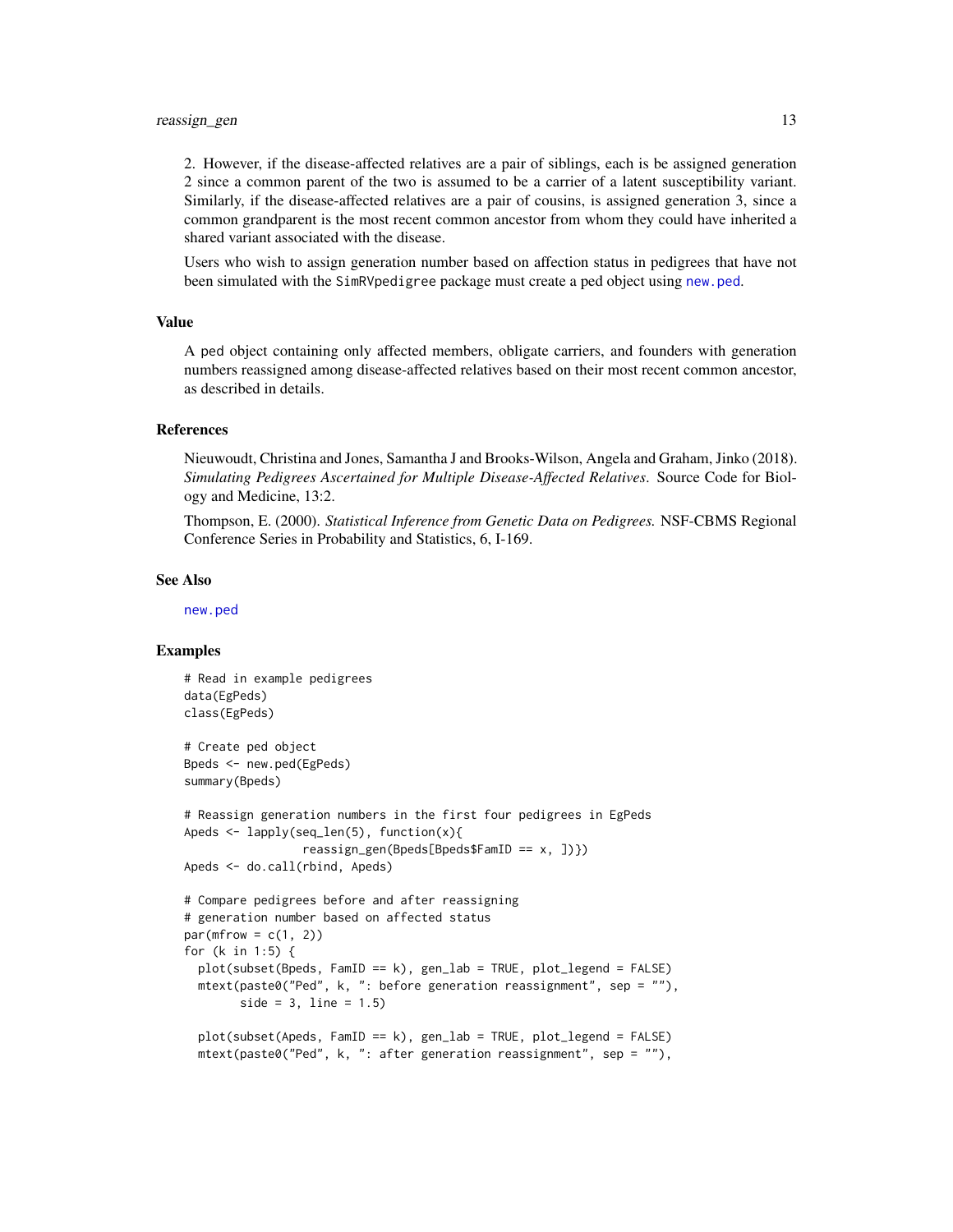2. However, if the disease-affected relatives are a pair of siblings, each is be assigned generation 2 since a common parent of the two is assumed to be a carrier of a latent susceptibility variant. Similarly, if the disease-affected relatives are a pair of cousins, is assigned generation 3, since a common grandparent is the most recent common ancestor from whom they could have inherited a shared variant associated with the disease.

Users who wish to assign generation number based on affection status in pedigrees that have not been simulated with the SimRVpedigree package must create a ped object using new.ped.

### Value

A ped object containing only affected members, obligate carriers, and founders with generation numbers reassigned among disease-affected relatives based on their most recent common ancestor, as described in details.

### References

Nieuwoudt, Christina and Jones, Samantha J and Brooks-Wilson, Angela and Graham, Jinko (2018). *Simulating Pedigrees Ascertained for Multiple Disease-Affected Relatives*. Source Code for Biology and Medicine, 13:2.

Thompson, E. (2000). *Statistical Inference from Genetic Data on Pedigrees.* NSF-CBMS Regional Conference Series in Probability and Statistics, 6, I-169.

### See Also

new.ped

### Examples

```
# Read in example pedigrees
data(EgPeds)
class(EgPeds)

# Create ped object
Bpeds <- new.ped(EgPeds)
summary(Bpeds)

# Reassign generation numbers in the first four pedigrees in EgPeds
Apeds <- lapply(seq_len(5), function(x){
                reassign_gen(Bpeds[Bpeds$FamID == x, ])})
Apeds <- do.call(rbind, Apeds)

# Compare pedigrees before and after reassigning
# generation number based on affected status
par(mfrow = c(1, 2))
for (k in 1:5) {
  plot(subset(Bpeds, FamID == k), gen_lab = TRUE, plot_legend = FALSE)
  mtext(paste0("Ped", k, ": before generation reassignment", sep = ""),
        side = 3, line = 1.5)

  plot(subset(Apeds, FamID == k), gen_lab = TRUE, plot_legend = FALSE)
  mtext(paste0("Ped", k, ": after generation reassignment", sep = ""),
```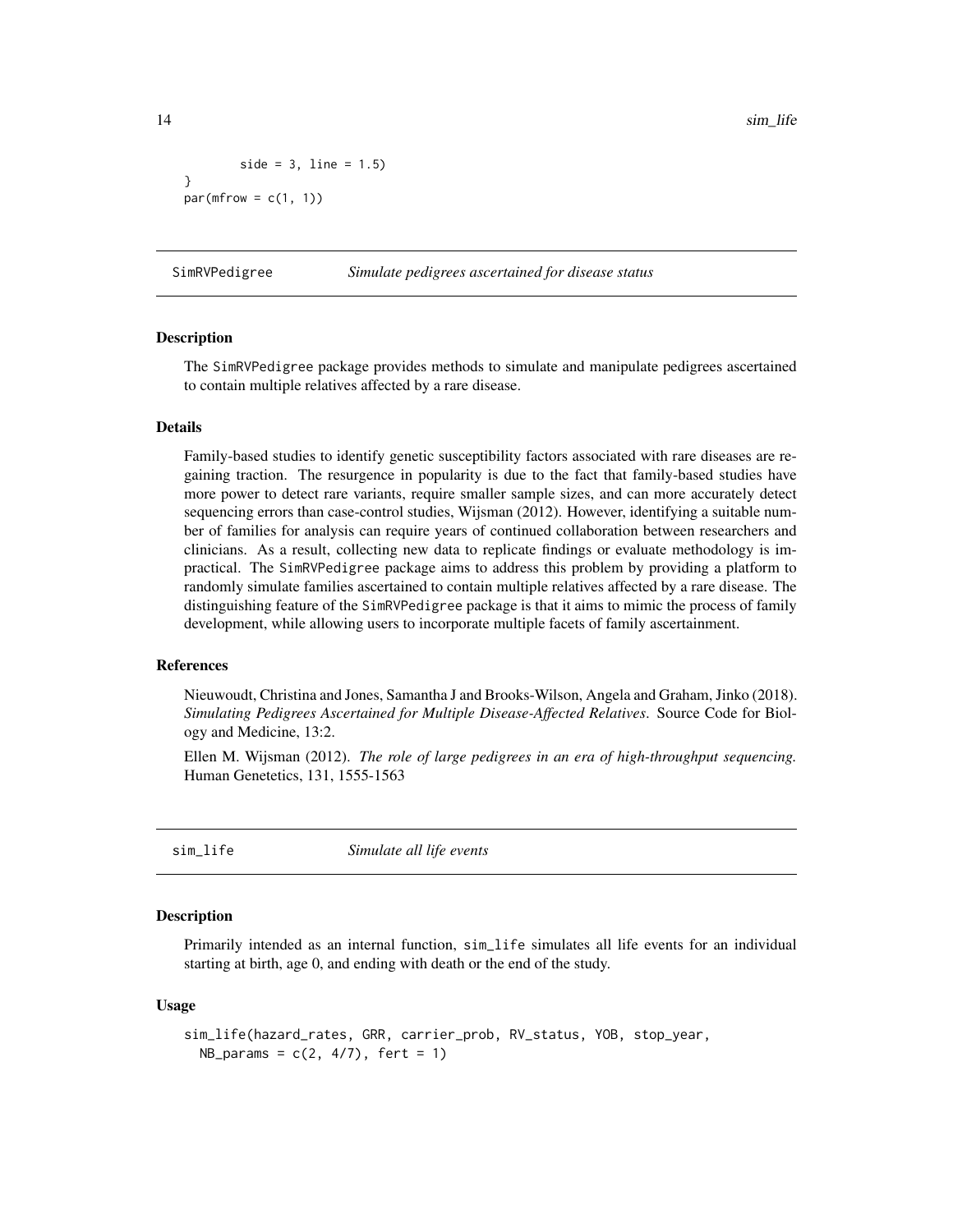```
        side = 3, line = 1.5)
}
par(mfrow = c(1, 1))
```

## SimRVPedigree — *Simulate pedigrees ascertained for disease status*

### Description

The SimRVPedigree package provides methods to simulate and manipulate pedigrees ascertained to contain multiple relatives affected by a rare disease.

### Details

Family-based studies to identify genetic susceptibility factors associated with rare diseases are regaining traction. The resurgence in popularity is due to the fact that family-based studies have more power to detect rare variants, require smaller sample sizes, and can more accurately detect sequencing errors than case-control studies, Wijsman (2012). However, identifying a suitable number of families for analysis can require years of continued collaboration between researchers and clinicians. As a result, collecting new data to replicate findings or evaluate methodology is impractical. The SimRVPedigree package aims to address this problem by providing a platform to randomly simulate families ascertained to contain multiple relatives affected by a rare disease. The distinguishing feature of the SimRVPedigree package is that it aims to mimic the process of family development, while allowing users to incorporate multiple facets of family ascertainment.

### References

Nieuwoudt, Christina and Jones, Samantha J and Brooks-Wilson, Angela and Graham, Jinko (2018). *Simulating Pedigrees Ascertained for Multiple Disease-Affected Relatives*. Source Code for Biology and Medicine, 13:2.

Ellen M. Wijsman (2012). *The role of large pedigrees in an era of high-throughput sequencing.* Human Genetetics, 131, 1555-1563

## sim_life — *Simulate all life events*

### Description

Primarily intended as an internal function, sim_life simulates all life events for an individual starting at birth, age 0, and ending with death or the end of the study.

### Usage

```
sim_life(hazard_rates, GRR, carrier_prob, RV_status, YOB, stop_year,
  NB_params = c(2, 4/7), fert = 1)
```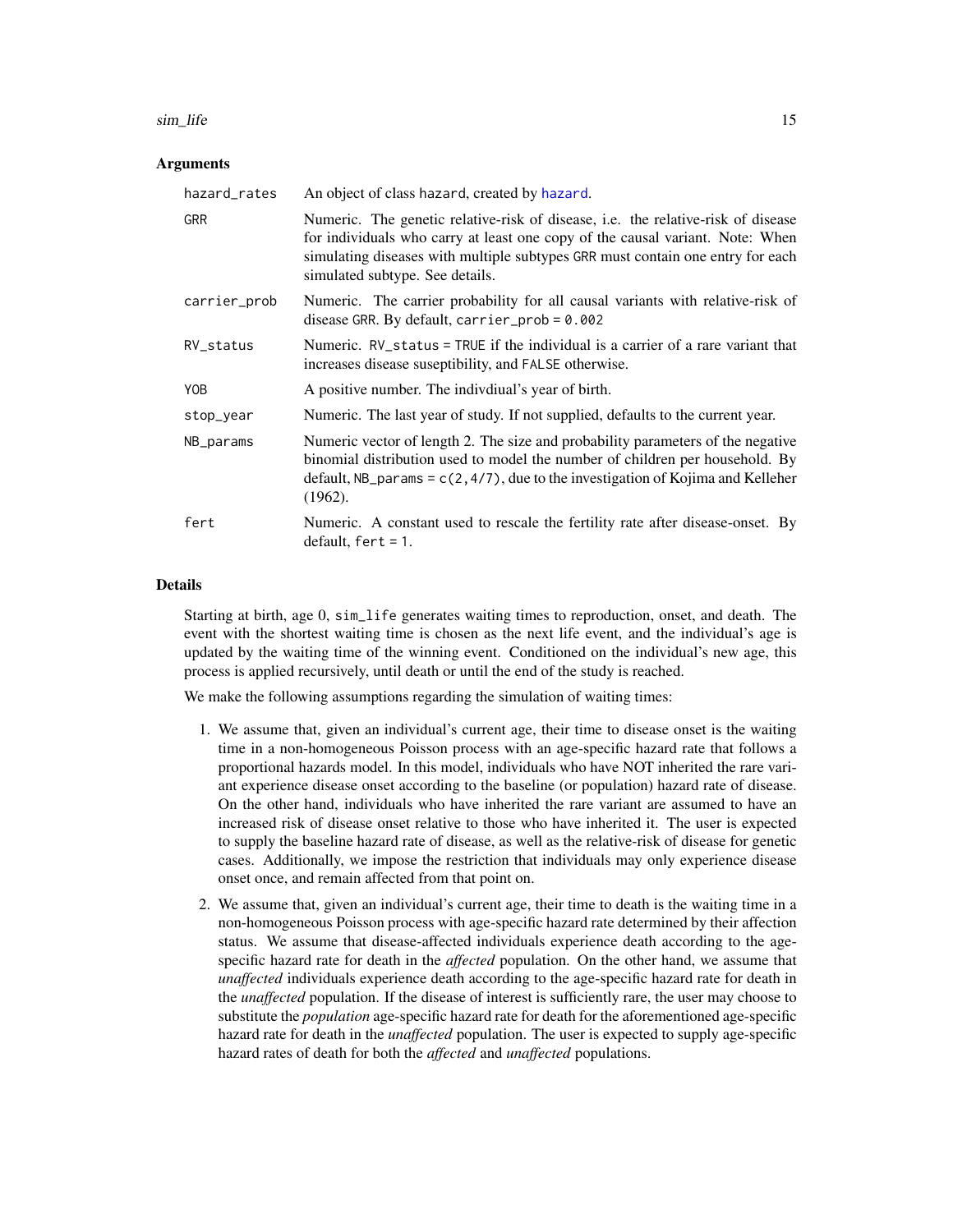### Arguments

| | |
|---|---|
| `hazard_rates` | An object of class `hazard`, created by `hazard`. |
| `GRR` | Numeric. The genetic relative-risk of disease, i.e. the relative-risk of disease for individuals who carry at least one copy of the causal variant. Note: When simulating diseases with multiple subtypes `GRR` must contain one entry for each simulated subtype. See details. |
| `carrier_prob` | Numeric. The carrier probability for all causal variants with relative-risk of disease `GRR`. By default, `carrier_prob = 0.002` |
| `RV_status` | Numeric. `RV_status = TRUE` if the individual is a carrier of a rare variant that increases disease suseptibility, and `FALSE` otherwise. |
| `YOB` | A positive number. The indivdiual's year of birth. |
| `stop_year` | Numeric. The last year of study. If not supplied, defaults to the current year. |
| `NB_params` | Numeric vector of length 2. The size and probability parameters of the negative binomial distribution used to model the number of children per household. By default, `NB_params = c(2, 4/7)`, due to the investigation of Kojima and Kelleher (1962). |
| `fert` | Numeric. A constant used to rescale the fertility rate after disease-onset. By default, `fert = 1`. |

### Details

Starting at birth, age 0, `sim_life` generates waiting times to reproduction, onset, and death. The event with the shortest waiting time is chosen as the next life event, and the individual's age is updated by the waiting time of the winning event. Conditioned on the individual's new age, this process is applied recursively, until death or until the end of the study is reached.

We make the following assumptions regarding the simulation of waiting times:

1. We assume that, given an individual's current age, their time to disease onset is the waiting time in a non-homogeneous Poisson process with an age-specific hazard rate that follows a proportional hazards model. In this model, individuals who have NOT inherited the rare variant experience disease onset according to the baseline (or population) hazard rate of disease. On the other hand, individuals who have inherited the rare variant are assumed to have an increased risk of disease onset relative to those who have inherited it. The user is expected to supply the baseline hazard rate of disease, as well as the relative-risk of disease for genetic cases. Additionally, we impose the restriction that individuals may only experience disease onset once, and remain affected from that point on.
2. We assume that, given an individual's current age, their time to death is the waiting time in a non-homogeneous Poisson process with age-specific hazard rate determined by their affection status. We assume that disease-affected individuals experience death according to the age-specific hazard rate for death in the *affected* population. On the other hand, we assume that *unaffected* individuals experience death according to the age-specific hazard rate for death in the *unaffected* population. If the disease of interest is sufficiently rare, the user may choose to substitute the *population* age-specific hazard rate for death for the aforementioned age-specific hazard rate for death in the *unaffected* population. The user is expected to supply age-specific hazard rates of death for both the *affected* and *unaffected* populations.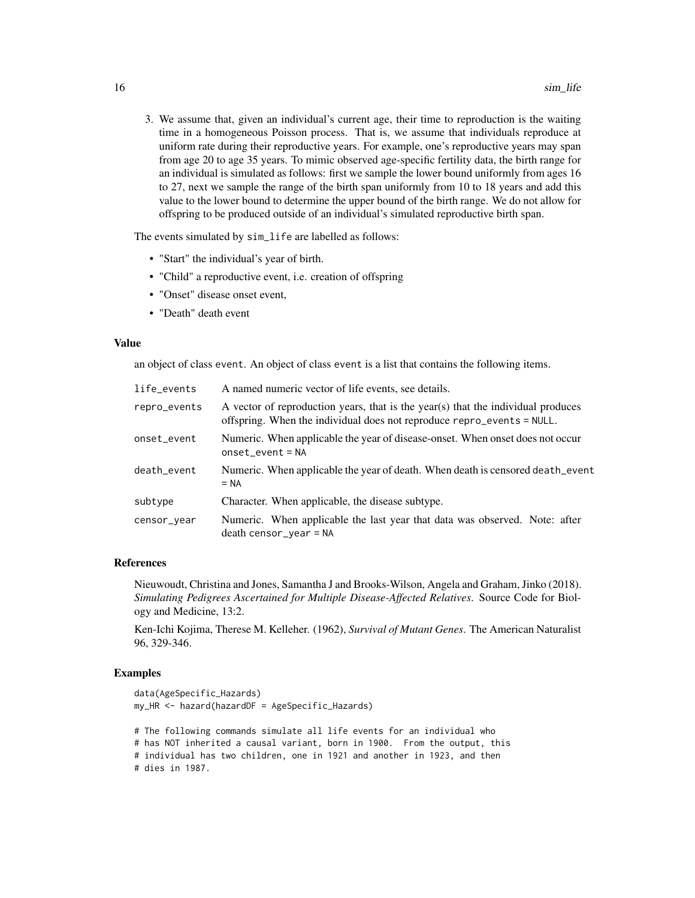3. We assume that, given an individual's current age, their time to reproduction is the waiting time in a homogeneous Poisson process. That is, we assume that individuals reproduce at uniform rate during their reproductive years. For example, one's reproductive years may span from age 20 to age 35 years. To mimic observed age-specific fertility data, the birth range for an individual is simulated as follows: first we sample the lower bound uniformly from ages 16 to 27, next we sample the range of the birth span uniformly from 10 to 18 years and add this value to the lower bound to determine the upper bound of the birth range. We do not allow for offspring to be produced outside of an individual's simulated reproductive birth span.

The events simulated by `sim_life` are labelled as follows:

- "Start" the individual's year of birth.
- "Child" a reproductive event, i.e. creation of offspring
- "Onset" disease onset event,
- "Death" death event

### Value

an object of class `event`. An object of class `event` is a list that contains the following items.

| | |
|---|---|
| `life_events` | A named numeric vector of life events, see details. |
| `repro_events` | A vector of reproduction years, that is the year(s) that the individual produces offspring. When the individual does not reproduce `repro_events = NULL`. |
| `onset_event` | Numeric. When applicable the year of disease-onset. When onset does not occur `onset_event = NA` |
| `death_event` | Numeric. When applicable the year of death. When death is censored `death_event = NA` |
| `subtype` | Character. When applicable, the disease subtype. |
| `censor_year` | Numeric. When applicable the last year that data was observed. Note: after death `censor_year = NA` |

### References

Nieuwoudt, Christina and Jones, Samantha J and Brooks-Wilson, Angela and Graham, Jinko (2018). *Simulating Pedigrees Ascertained for Multiple Disease-Affected Relatives*. Source Code for Biology and Medicine, 13:2.

Ken-Ichi Kojima, Therese M. Kelleher. (1962), *Survival of Mutant Genes*. The American Naturalist 96, 329-346.

### Examples

```
data(AgeSpecific_Hazards)
my_HR <- hazard(hazardDF = AgeSpecific_Hazards)

# The following commands simulate all life events for an individual who
# has NOT inherited a causal variant, born in 1900.  From the output, this
# individual has two children, one in 1921 and another in 1923, and then
# dies in 1987.
```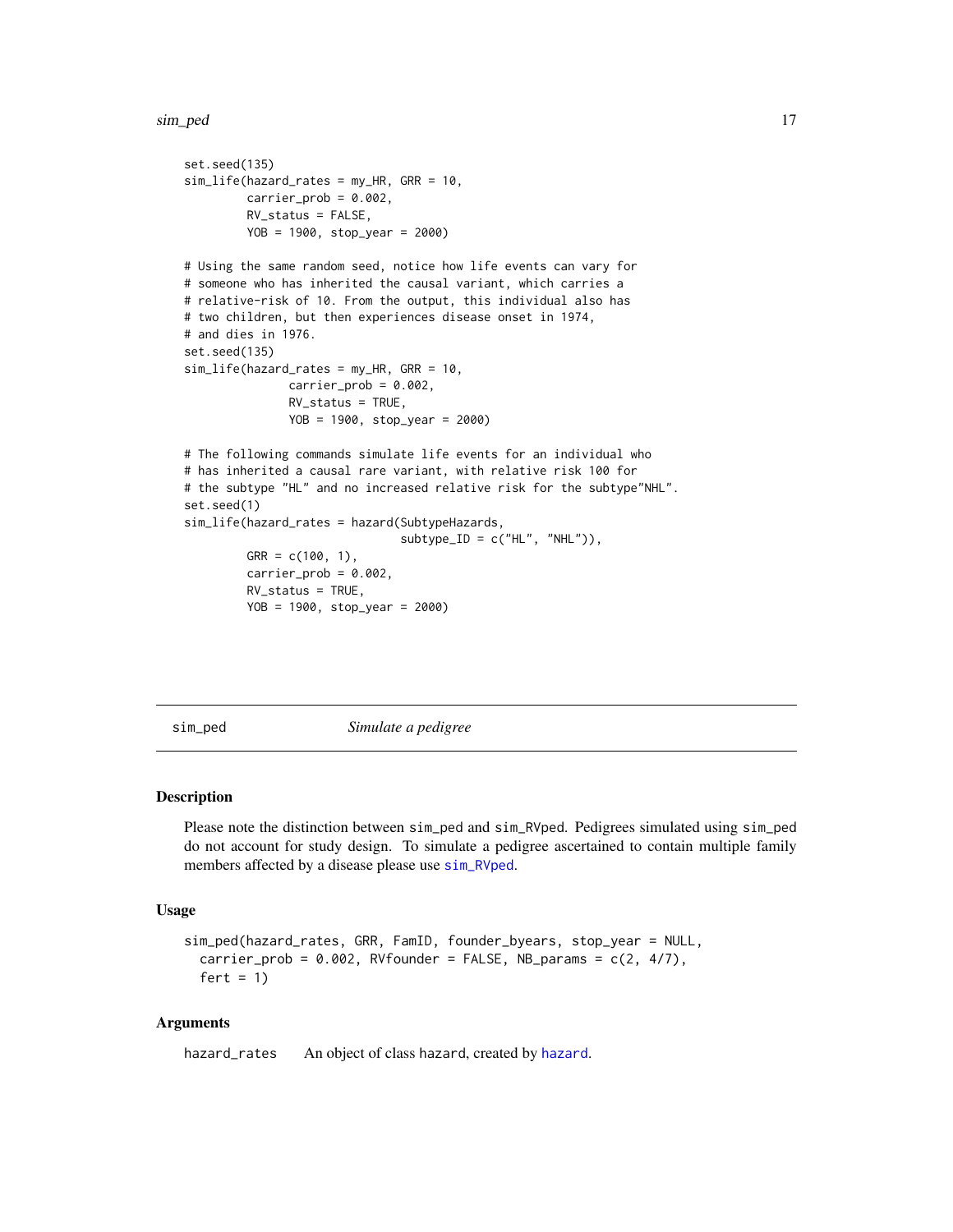```
set.seed(135)
sim_life(hazard_rates = my_HR, GRR = 10,
         carrier_prob = 0.002,
         RV_status = FALSE,
         YOB = 1900, stop_year = 2000)

# Using the same random seed, notice how life events can vary for
# someone who has inherited the causal variant, which carries a
# relative-risk of 10. From the output, this individual also has
# two children, but then experiences disease onset in 1974,
# and dies in 1976.
set.seed(135)
sim_life(hazard_rates = my_HR, GRR = 10,
               carrier_prob = 0.002,
               RV_status = TRUE,
               YOB = 1900, stop_year = 2000)

# The following commands simulate life events for an individual who
# has inherited a causal rare variant, with relative risk 100 for
# the subtype "HL" and no increased relative risk for the subtype"NHL".
set.seed(1)
sim_life(hazard_rates = hazard(SubtypeHazards,
                               subtype_ID = c("HL", "NHL")),
         GRR = c(100, 1),
         carrier_prob = 0.002,
         RV_status = TRUE,
         YOB = 1900, stop_year = 2000)
```

---

## sim_ped    *Simulate a pedigree*

### Description

Please note the distinction between sim_ped and sim_RVped. Pedigrees simulated using sim_ped do not account for study design. To simulate a pedigree ascertained to contain multiple family members affected by a disease please use sim_RVped.

### Usage

```
sim_ped(hazard_rates, GRR, FamID, founder_byears, stop_year = NULL,
  carrier_prob = 0.002, RVfounder = FALSE, NB_params = c(2, 4/7),
  fert = 1)
```

### Arguments

hazard_rates    An object of class hazard, created by hazard.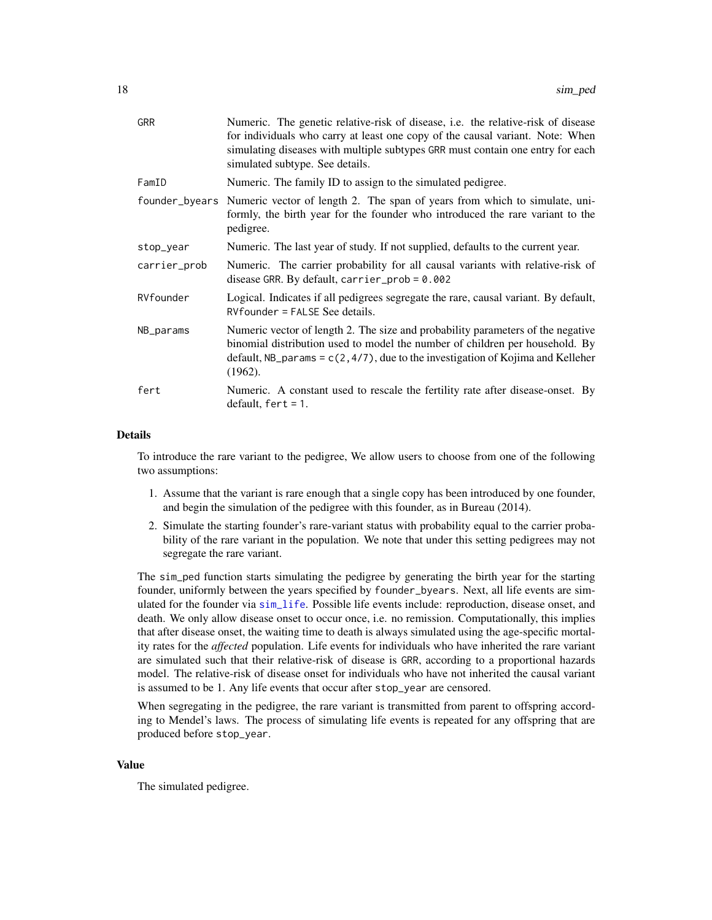| | |
|---|---|
| `GRR` | Numeric. The genetic relative-risk of disease, i.e. the relative-risk of disease for individuals who carry at least one copy of the causal variant. Note: When simulating diseases with multiple subtypes `GRR` must contain one entry for each simulated subtype. See details. |
| `FamID` | Numeric. The family ID to assign to the simulated pedigree. |
| `founder_byears` | Numeric vector of length 2. The span of years from which to simulate, uniformly, the birth year for the founder who introduced the rare variant to the pedigree. |
| `stop_year` | Numeric. The last year of study. If not supplied, defaults to the current year. |
| `carrier_prob` | Numeric. The carrier probability for all causal variants with relative-risk of disease `GRR`. By default, `carrier_prob = 0.002` |
| `RVfounder` | Logical. Indicates if all pedigrees segregate the rare, causal variant. By default, `RVfounder = FALSE` See details. |
| `NB_params` | Numeric vector of length 2. The size and probability parameters of the negative binomial distribution used to model the number of children per household. By default, `NB_params = c(2, 4/7)`, due to the investigation of Kojima and Kelleher (1962). |
| `fert` | Numeric. A constant used to rescale the fertility rate after disease-onset. By default, `fert = 1`. |

## Details

To introduce the rare variant to the pedigree, We allow users to choose from one of the following two assumptions:

1. Assume that the variant is rare enough that a single copy has been introduced by one founder, and begin the simulation of the pedigree with this founder, as in Bureau (2014).
2. Simulate the starting founder's rare-variant status with probability equal to the carrier probability of the rare variant in the population. We note that under this setting pedigrees may not segregate the rare variant.

The `sim_ped` function starts simulating the pedigree by generating the birth year for the starting founder, uniformly between the years specified by `founder_byears`. Next, all life events are simulated for the founder via `sim_life`. Possible life events include: reproduction, disease onset, and death. We only allow disease onset to occur once, i.e. no remission. Computationally, this implies that after disease onset, the waiting time to death is always simulated using the age-specific mortality rates for the *affected* population. Life events for individuals who have inherited the rare variant are simulated such that their relative-risk of disease is `GRR`, according to a proportional hazards model. The relative-risk of disease onset for individuals who have not inherited the causal variant is assumed to be 1. Any life events that occur after `stop_year` are censored.

When segregating in the pedigree, the rare variant is transmitted from parent to offspring according to Mendel's laws. The process of simulating life events is repeated for any offspring that are produced before `stop_year`.

## Value

The simulated pedigree.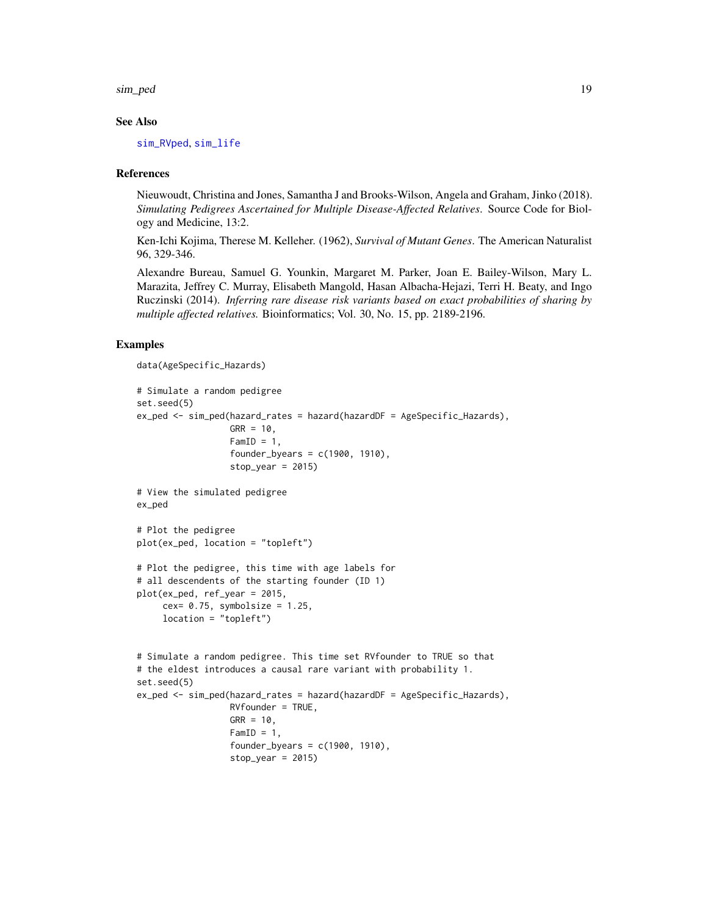### See Also

sim_RVped, sim_life

### References

Nieuwoudt, Christina and Jones, Samantha J and Brooks-Wilson, Angela and Graham, Jinko (2018). *Simulating Pedigrees Ascertained for Multiple Disease-Affected Relatives*. Source Code for Biology and Medicine, 13:2.

Ken-Ichi Kojima, Therese M. Kelleher. (1962), *Survival of Mutant Genes*. The American Naturalist 96, 329-346.

Alexandre Bureau, Samuel G. Younkin, Margaret M. Parker, Joan E. Bailey-Wilson, Mary L. Marazita, Jeffrey C. Murray, Elisabeth Mangold, Hasan Albacha-Hejazi, Terri H. Beaty, and Ingo Ruczinski (2014). *Inferring rare disease risk variants based on exact probabilities of sharing by multiple affected relatives.* Bioinformatics; Vol. 30, No. 15, pp. 2189-2196.

### Examples

```
data(AgeSpecific_Hazards)

# Simulate a random pedigree
set.seed(5)
ex_ped <- sim_ped(hazard_rates = hazard(hazardDF = AgeSpecific_Hazards),
                  GRR = 10,
                  FamID = 1,
                  founder_byears = c(1900, 1910),
                  stop_year = 2015)

# View the simulated pedigree
ex_ped

# Plot the pedigree
plot(ex_ped, location = "topleft")

# Plot the pedigree, this time with age labels for
# all descendents of the starting founder (ID 1)
plot(ex_ped, ref_year = 2015,
     cex= 0.75, symbolsize = 1.25,
     location = "topleft")


# Simulate a random pedigree. This time set RVfounder to TRUE so that
# the eldest introduces a causal rare variant with probability 1.
set.seed(5)
ex_ped <- sim_ped(hazard_rates = hazard(hazardDF = AgeSpecific_Hazards),
                  RVfounder = TRUE,
                  GRR = 10,
                  FamID = 1,
                  founder_byears = c(1900, 1910),
                  stop_year = 2015)
```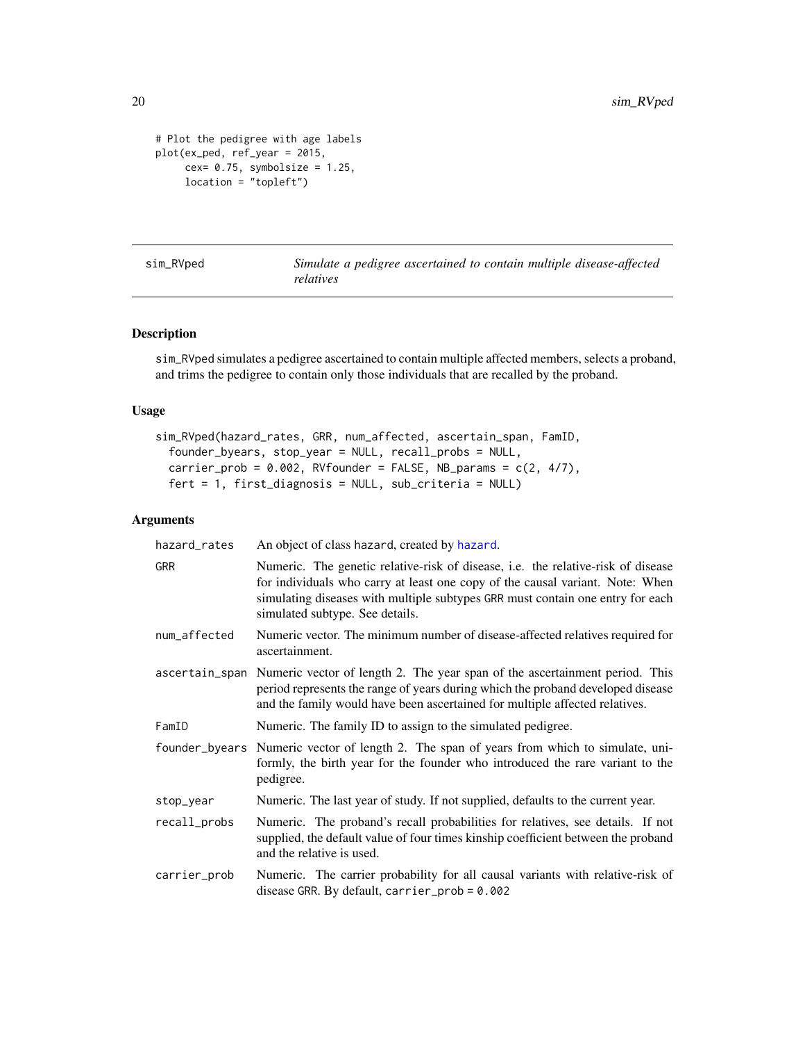```
# Plot the pedigree with age labels
plot(ex_ped, ref_year = 2015,
     cex= 0.75, symbolsize = 1.25,
     location = "topleft")
```

---

## sim_RVped — *Simulate a pedigree ascertained to contain multiple disease-affected relatives*

---

### Description

sim_RVped simulates a pedigree ascertained to contain multiple affected members, selects a proband, and trims the pedigree to contain only those individuals that are recalled by the proband.

### Usage

```
sim_RVped(hazard_rates, GRR, num_affected, ascertain_span, FamID,
  founder_byears, stop_year = NULL, recall_probs = NULL,
  carrier_prob = 0.002, RVfounder = FALSE, NB_params = c(2, 4/7),
  fert = 1, first_diagnosis = NULL, sub_criteria = NULL)
```

### Arguments

| | |
|---|---|
| hazard_rates | An object of class hazard, created by hazard. |
| GRR | Numeric. The genetic relative-risk of disease, i.e. the relative-risk of disease for individuals who carry at least one copy of the causal variant. Note: When simulating diseases with multiple subtypes GRR must contain one entry for each simulated subtype. See details. |
| num_affected | Numeric vector. The minimum number of disease-affected relatives required for ascertainment. |
| ascertain_span | Numeric vector of length 2. The year span of the ascertainment period. This period represents the range of years during which the proband developed disease and the family would have been ascertained for multiple affected relatives. |
| FamID | Numeric. The family ID to assign to the simulated pedigree. |
| founder_byears | Numeric vector of length 2. The span of years from which to simulate, uniformly, the birth year for the founder who introduced the rare variant to the pedigree. |
| stop_year | Numeric. The last year of study. If not supplied, defaults to the current year. |
| recall_probs | Numeric. The proband's recall probabilities for relatives, see details. If not supplied, the default value of four times kinship coefficient between the proband and the relative is used. |
| carrier_prob | Numeric. The carrier probability for all causal variants with relative-risk of disease GRR. By default, carrier_prob = 0.002 |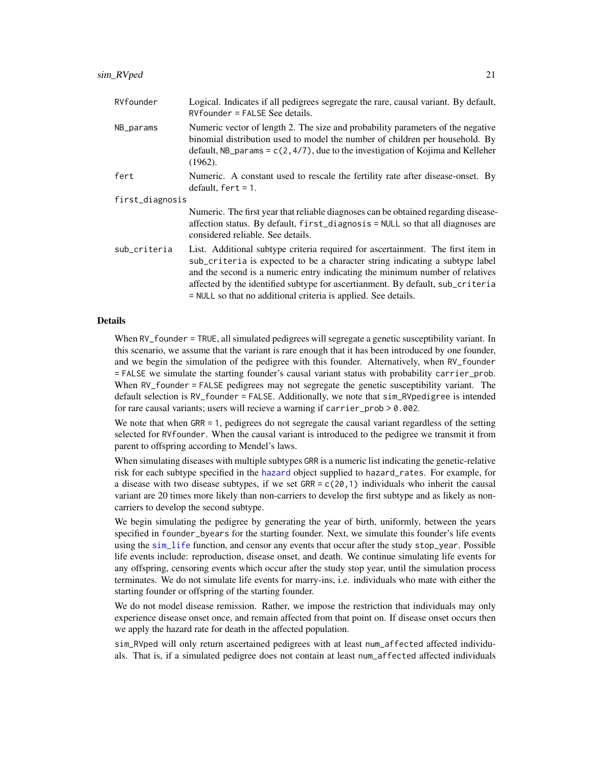| | |
|---|---|
| `RVfounder` | Logical. Indicates if all pedigrees segregate the rare, causal variant. By default, `RVfounder = FALSE` See details. |
| `NB_params` | Numeric vector of length 2. The size and probability parameters of the negative binomial distribution used to model the number of children per household. By default, `NB_params = c(2,4/7)`, due to the investigation of Kojima and Kelleher (1962). |
| `fert` | Numeric. A constant used to rescale the fertility rate after disease-onset. By default, `fert = 1`. |
| `first_diagnosis` | Numeric. The first year that reliable diagnoses can be obtained regarding disease-affection status. By default, `first_diagnosis = NULL` so that all diagnoses are considered reliable. See details. |
| `sub_criteria` | List. Additional subtype criteria required for ascertainment. The first item in `sub_criteria` is expected to be a character string indicating a subtype label and the second is a numeric entry indicating the minimum number of relatives affected by the identified subtype for ascertainment. By default, `sub_criteria = NULL` so that no additional criteria is applied. See details. |

## Details

When `RV_founder = TRUE`, all simulated pedigrees will segregate a genetic susceptibility variant. In this scenario, we assume that the variant is rare enough that it has been introduced by one founder, and we begin the simulation of the pedigree with this founder. Alternatively, when `RV_founder = FALSE` we simulate the starting founder's causal variant status with probability `carrier_prob`. When `RV_founder = FALSE` pedigrees may not segregate the genetic susceptibility variant. The default selection is `RV_founder = FALSE`. Additionally, we note that `sim_RVpedigree` is intended for rare causal variants; users will recieve a warning if `carrier_prob > 0.002`.

We note that when `GRR = 1`, pedigrees do not segregate the causal variant regardless of the setting selected for `RVfounder`. When the causal variant is introduced to the pedigree we transmit it from parent to offspring according to Mendel's laws.

When simulating diseases with multiple subtypes `GRR` is a numeric list indicating the genetic-relative risk for each subtype specified in the `hazard` object supplied to `hazard_rates`. For example, for a disease with two disease subtypes, if we set `GRR = c(20,1)` individuals who inherit the causal variant are 20 times more likely than non-carriers to develop the first subtype and as likely as non-carriers to develop the second subtype.

We begin simulating the pedigree by generating the year of birth, uniformly, between the years specified in `founder_byears` for the starting founder. Next, we simulate this founder's life events using the `sim_life` function, and censor any events that occur after the study `stop_year`. Possible life events include: reproduction, disease onset, and death. We continue simulating life events for any offspring, censoring events which occur after the study stop year, until the simulation process terminates. We do not simulate life events for marry-ins, i.e. individuals who mate with either the starting founder or offspring of the starting founder.

We do not model disease remission. Rather, we impose the restriction that individuals may only experience disease onset once, and remain affected from that point on. If disease onset occurs then we apply the hazard rate for death in the affected population.

`sim_RVped` will only return ascertained pedigrees with at least `num_affected` affected individuals. That is, if a simulated pedigree does not contain at least `num_affected` affected individuals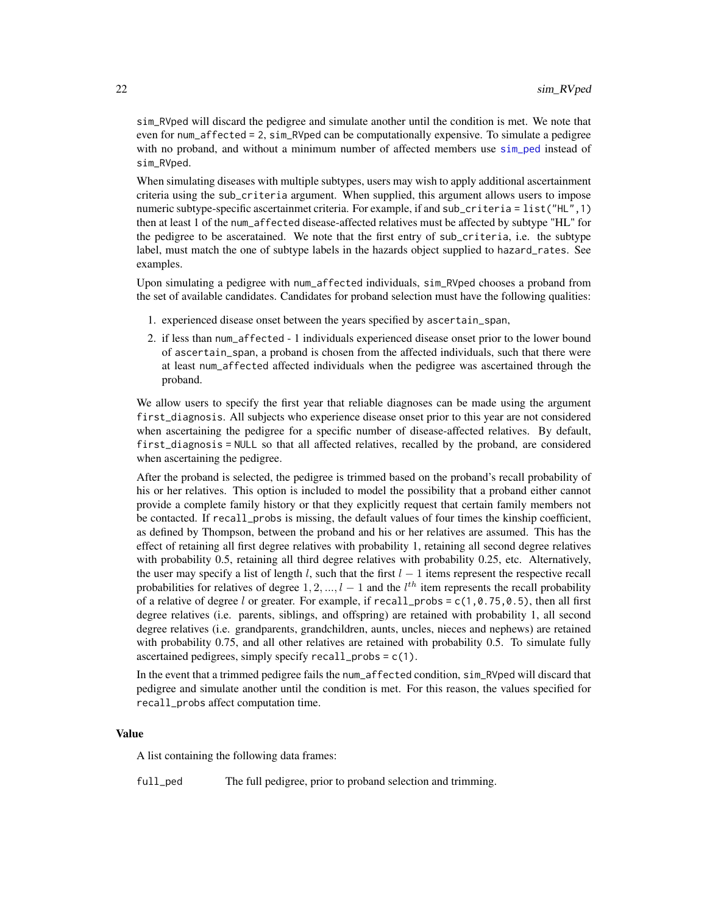sim_RVped will discard the pedigree and simulate another until the condition is met. We note that even for num_affected = 2, sim_RVped can be computationally expensive. To simulate a pedigree with no proband, and without a minimum number of affected members use sim_ped instead of sim_RVped.

When simulating diseases with multiple subtypes, users may wish to apply additional ascertainment criteria using the sub_criteria argument. When supplied, this argument allows users to impose numeric subtype-specific ascertainmet criteria. For example, if and sub_criteria = list("HL",1) then at least 1 of the num_affected disease-affected relatives must be affected by subtype "HL" for the pedigree to be asceratained. We note that the first entry of sub_criteria, i.e. the subtype label, must match the one of subtype labels in the hazards object supplied to hazard_rates. See examples.

Upon simulating a pedigree with num_affected individuals, sim_RVped chooses a proband from the set of available candidates. Candidates for proband selection must have the following qualities:

1. experienced disease onset between the years specified by ascertain_span,
2. if less than num_affected - 1 individuals experienced disease onset prior to the lower bound of ascertain_span, a proband is chosen from the affected individuals, such that there were at least num_affected affected individuals when the pedigree was ascertained through the proband.

We allow users to specify the first year that reliable diagnoses can be made using the argument first_diagnosis. All subjects who experience disease onset prior to this year are not considered when ascertaining the pedigree for a specific number of disease-affected relatives. By default, first_diagnosis = NULL so that all affected relatives, recalled by the proband, are considered when ascertaining the pedigree.

After the proband is selected, the pedigree is trimmed based on the proband's recall probability of his or her relatives. This option is included to model the possibility that a proband either cannot provide a complete family history or that they explicitly request that certain family members not be contacted. If recall_probs is missing, the default values of four times the kinship coefficient, as defined by Thompson, between the proband and his or her relatives are assumed. This has the effect of retaining all first degree relatives with probability 1, retaining all second degree relatives with probability 0.5, retaining all third degree relatives with probability 0.25, etc. Alternatively, the user may specify a list of length $l$, such that the first $l - 1$ items represent the respective recall probabilities for relatives of degree $1, 2, ..., l - 1$ and the $l^{th}$ item represents the recall probability of a relative of degree $l$ or greater. For example, if recall_probs = c(1,0.75,0.5), then all first degree relatives (i.e. parents, siblings, and offspring) are retained with probability 1, all second degree relatives (i.e. grandparents, grandchildren, aunts, uncles, nieces and nephews) are retained with probability 0.75, and all other relatives are retained with probability 0.5. To simulate fully ascertained pedigrees, simply specify recall_probs = c(1).

In the event that a trimmed pedigree fails the num_affected condition, sim_RVped will discard that pedigree and simulate another until the condition is met. For this reason, the values specified for recall_probs affect computation time.

### Value

A list containing the following data frames:

full_ped The full pedigree, prior to proband selection and trimming.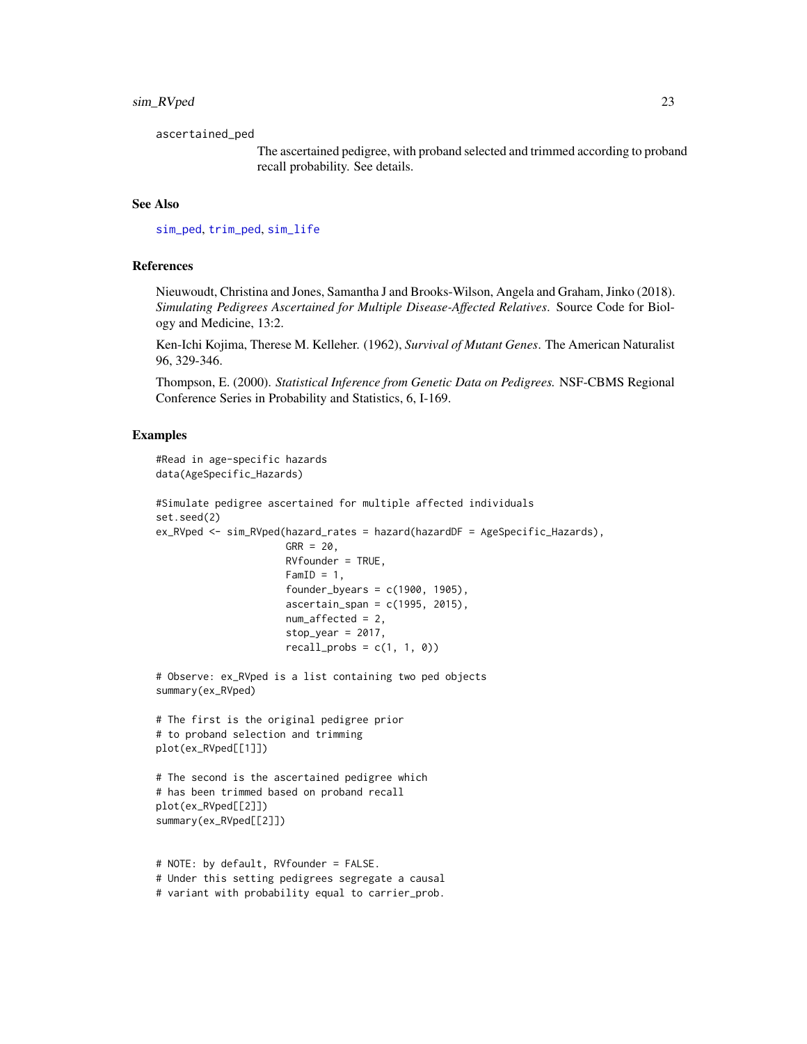ascertained_ped
: The ascertained pedigree, with proband selected and trimmed according to proband recall probability. See details.

## See Also

sim_ped, trim_ped, sim_life

## References

Nieuwoudt, Christina and Jones, Samantha J and Brooks-Wilson, Angela and Graham, Jinko (2018). *Simulating Pedigrees Ascertained for Multiple Disease-Affected Relatives*. Source Code for Biology and Medicine, 13:2.

Ken-Ichi Kojima, Therese M. Kelleher. (1962), *Survival of Mutant Genes*. The American Naturalist 96, 329-346.

Thompson, E. (2000). *Statistical Inference from Genetic Data on Pedigrees.* NSF-CBMS Regional Conference Series in Probability and Statistics, 6, I-169.

## Examples

```
#Read in age-specific hazards
data(AgeSpecific_Hazards)

#Simulate pedigree ascertained for multiple affected individuals
set.seed(2)
ex_RVped <- sim_RVped(hazard_rates = hazard(hazardDF = AgeSpecific_Hazards),
                      GRR = 20,
                      RVfounder = TRUE,
                      FamID = 1,
                      founder_byears = c(1900, 1905),
                      ascertain_span = c(1995, 2015),
                      num_affected = 2,
                      stop_year = 2017,
                      recall_probs = c(1, 1, 0))

# Observe: ex_RVped is a list containing two ped objects
summary(ex_RVped)

# The first is the original pedigree prior
# to proband selection and trimming
plot(ex_RVped[[1]])

# The second is the ascertained pedigree which
# has been trimmed based on proband recall
plot(ex_RVped[[2]])
summary(ex_RVped[[2]])


# NOTE: by default, RVfounder = FALSE.
# Under this setting pedigrees segregate a causal
# variant with probability equal to carrier_prob.
```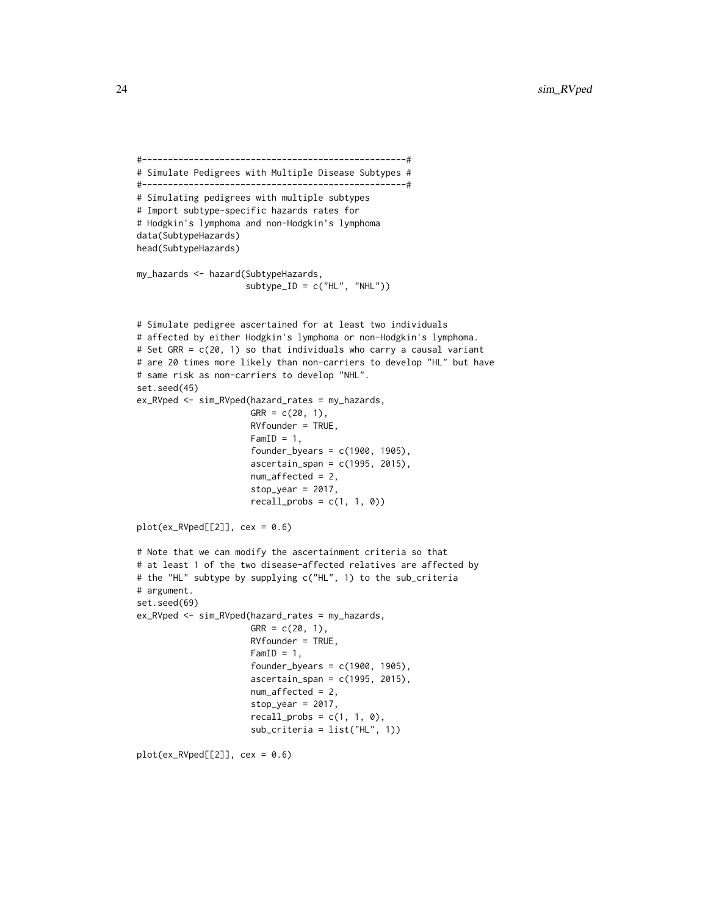```
#--------------------------------------------------#
# Simulate Pedigrees with Multiple Disease Subtypes #
#--------------------------------------------------#
# Simulating pedigrees with multiple subtypes
# Import subtype-specific hazards rates for
# Hodgkin's lymphoma and non-Hodgkin's lymphoma
data(SubtypeHazards)
head(SubtypeHazards)

my_hazards <- hazard(SubtypeHazards,
                     subtype_ID = c("HL", "NHL"))


# Simulate pedigree ascertained for at least two individuals
# affected by either Hodgkin's lymphoma or non-Hodgkin's lymphoma.
# Set GRR = c(20, 1) so that individuals who carry a causal variant
# are 20 times more likely than non-carriers to develop "HL" but have
# same risk as non-carriers to develop "NHL".
set.seed(45)
ex_RVped <- sim_RVped(hazard_rates = my_hazards,
                      GRR = c(20, 1),
                      RVfounder = TRUE,
                      FamID = 1,
                      founder_byears = c(1900, 1905),
                      ascertain_span = c(1995, 2015),
                      num_affected = 2,
                      stop_year = 2017,
                      recall_probs = c(1, 1, 0))

plot(ex_RVped[[2]], cex = 0.6)

# Note that we can modify the ascertainment criteria so that
# at least 1 of the two disease-affected relatives are affected by
# the "HL" subtype by supplying c("HL", 1) to the sub_criteria
# argument.
set.seed(69)
ex_RVped <- sim_RVped(hazard_rates = my_hazards,
                      GRR = c(20, 1),
                      RVfounder = TRUE,
                      FamID = 1,
                      founder_byears = c(1900, 1905),
                      ascertain_span = c(1995, 2015),
                      num_affected = 2,
                      stop_year = 2017,
                      recall_probs = c(1, 1, 0),
                      sub_criteria = list("HL", 1))

plot(ex_RVped[[2]], cex = 0.6)
```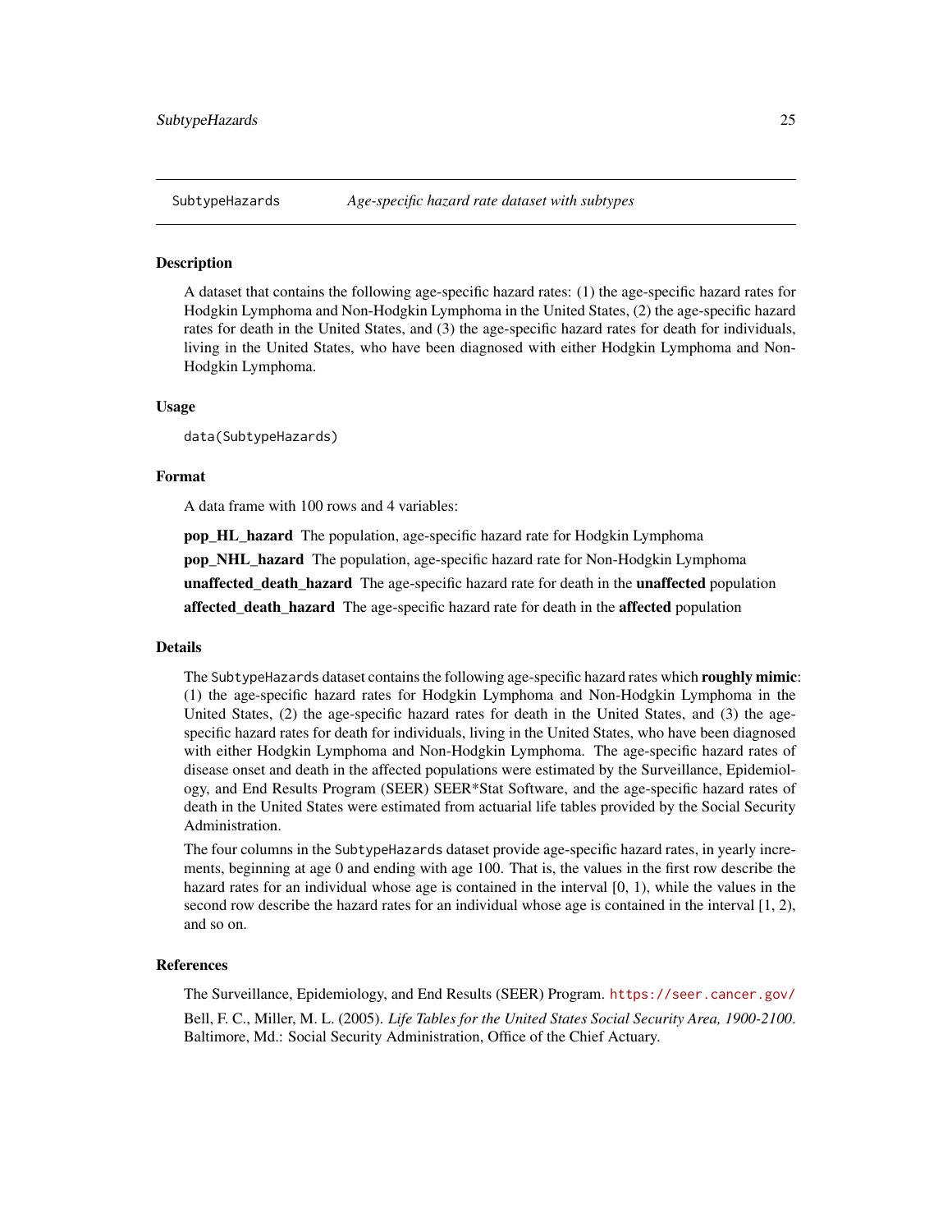## SubtypeHazards *Age-specific hazard rate dataset with subtypes*

### Description

A dataset that contains the following age-specific hazard rates: (1) the age-specific hazard rates for Hodgkin Lymphoma and Non-Hodgkin Lymphoma in the United States, (2) the age-specific hazard rates for death in the United States, and (3) the age-specific hazard rates for death for individuals, living in the United States, who have been diagnosed with either Hodgkin Lymphoma and Non-Hodgkin Lymphoma.

### Usage

```
data(SubtypeHazards)
```

### Format

A data frame with 100 rows and 4 variables:

**pop_HL_hazard** The population, age-specific hazard rate for Hodgkin Lymphoma

**pop_NHL_hazard** The population, age-specific hazard rate for Non-Hodgkin Lymphoma

**unaffected_death_hazard** The age-specific hazard rate for death in the **unaffected** population

**affected_death_hazard** The age-specific hazard rate for death in the **affected** population

### Details

The SubtypeHazards dataset contains the following age-specific hazard rates which **roughly mimic**: (1) the age-specific hazard rates for Hodgkin Lymphoma and Non-Hodgkin Lymphoma in the United States, (2) the age-specific hazard rates for death in the United States, and (3) the age-specific hazard rates for death for individuals, living in the United States, who have been diagnosed with either Hodgkin Lymphoma and Non-Hodgkin Lymphoma. The age-specific hazard rates of disease onset and death in the affected populations were estimated by the Surveillance, Epidemiology, and End Results Program (SEER) SEER*Stat Software, and the age-specific hazard rates of death in the United States were estimated from actuarial life tables provided by the Social Security Administration.

The four columns in the SubtypeHazards dataset provide age-specific hazard rates, in yearly increments, beginning at age 0 and ending with age 100. That is, the values in the first row describe the hazard rates for an individual whose age is contained in the interval [0, 1), while the values in the second row describe the hazard rates for an individual whose age is contained in the interval [1, 2), and so on.

### References

The Surveillance, Epidemiology, and End Results (SEER) Program. https://seer.cancer.gov/

Bell, F. C., Miller, M. L. (2005). *Life Tables for the United States Social Security Area, 1900-2100*. Baltimore, Md.: Social Security Administration, Office of the Chief Actuary.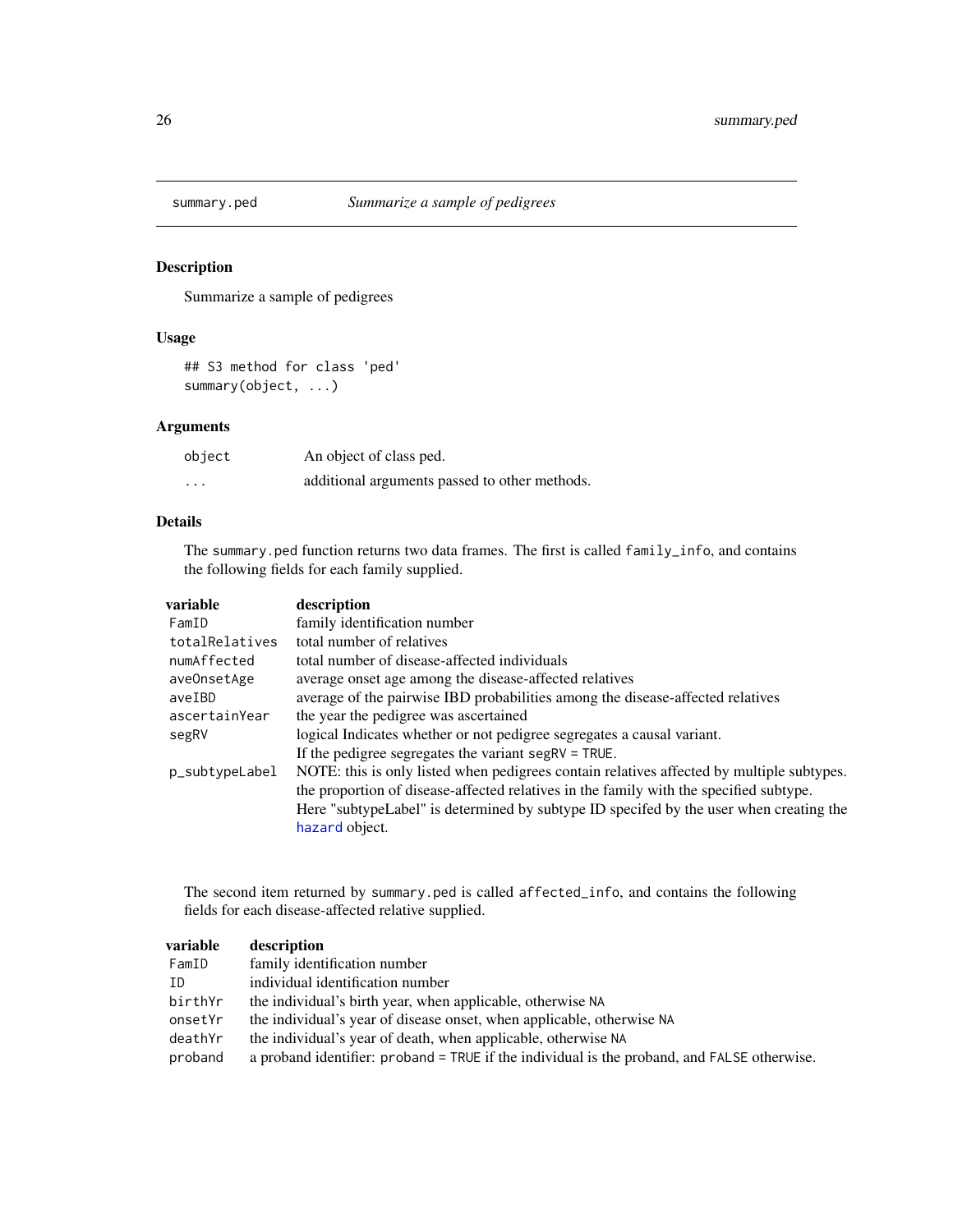## summary.ped — *Summarize a sample of pedigrees*

### Description

Summarize a sample of pedigrees

### Usage

```
## S3 method for class 'ped'
summary(object, ...)
```

### Arguments

| | |
|---|---|
| `object` | An object of class ped. |
| `...` | additional arguments passed to other methods. |

### Details

The `summary.ped` function returns two data frames. The first is called `family_info`, and contains the following fields for each family supplied.

| variable | description |
|---|---|
| `FamID` | family identification number |
| `totalRelatives` | total number of relatives |
| `numAffected` | total number of disease-affected individuals |
| `aveOnsetAge` | average onset age among the disease-affected relatives |
| `aveIBD` | average of the pairwise IBD probabilities among the disease-affected relatives |
| `ascertainYear` | the year the pedigree was ascertained |
| `segRV` | logical Indicates whether or not pedigree segregates a causal variant. If the pedigree segregates the variant `segRV = TRUE`. |
| `p_subtypeLabel` | NOTE: this is only listed when pedigrees contain relatives affected by multiple subtypes. the proportion of disease-affected relatives in the family with the specified subtype. Here "subtypeLabel" is determined by subtype ID specifed by the user when creating the `hazard` object. |

The second item returned by `summary.ped` is called `affected_info`, and contains the following fields for each disease-affected relative supplied.

| variable | description |
|---|---|
| `FamID` | family identification number |
| `ID` | individual identification number |
| `birthYr` | the individual's birth year, when applicable, otherwise `NA` |
| `onsetYr` | the individual's year of disease onset, when applicable, otherwise `NA` |
| `deathYr` | the individual's year of death, when applicable, otherwise `NA` |
| `proband` | a proband identifier: `proband = TRUE` if the individual is the proband, and `FALSE` otherwise. |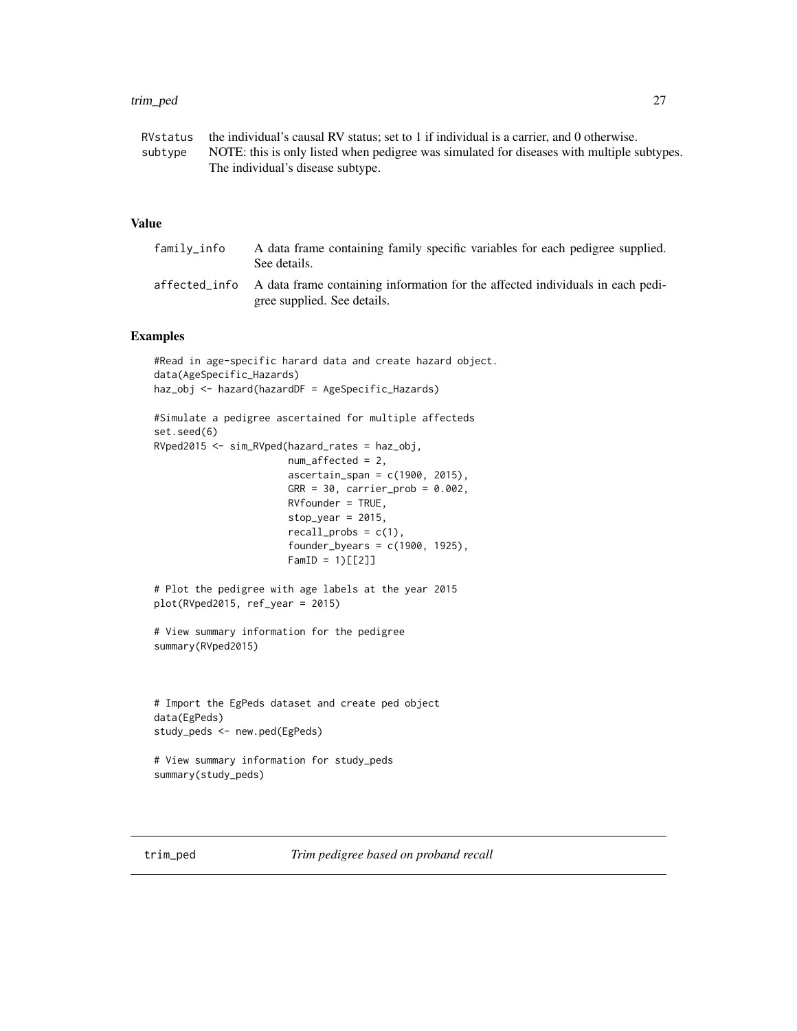| | |
|---|---|
| RVstatus | the individual's causal RV status; set to 1 if individual is a carrier, and 0 otherwise. |
| subtype | NOTE: this is only listed when pedigree was simulated for diseases with multiple subtypes. The individual's disease subtype. |

## Value

| | |
|---|---|
| family_info | A data frame containing family specific variables for each pedigree supplied. See details. |
| affected_info | A data frame containing information for the affected individuals in each pedigree supplied. See details. |

## Examples

```
#Read in age-specific harard data and create hazard object.
data(AgeSpecific_Hazards)
haz_obj <- hazard(hazardDF = AgeSpecific_Hazards)

#Simulate a pedigree ascertained for multiple affecteds
set.seed(6)
RVped2015 <- sim_RVped(hazard_rates = haz_obj,
                       num_affected = 2,
                       ascertain_span = c(1900, 2015),
                       GRR = 30, carrier_prob = 0.002,
                       RVfounder = TRUE,
                       stop_year = 2015,
                       recall_probs = c(1),
                       founder_byears = c(1900, 1925),
                       FamID = 1)[[2]]

# Plot the pedigree with age labels at the year 2015
plot(RVped2015, ref_year = 2015)

# View summary information for the pedigree
summary(RVped2015)



# Import the EgPeds dataset and create ped object
data(EgPeds)
study_peds <- new.ped(EgPeds)

# View summary information for study_peds
summary(study_peds)
```

---

# trim_ped — *Trim pedigree based on proband recall*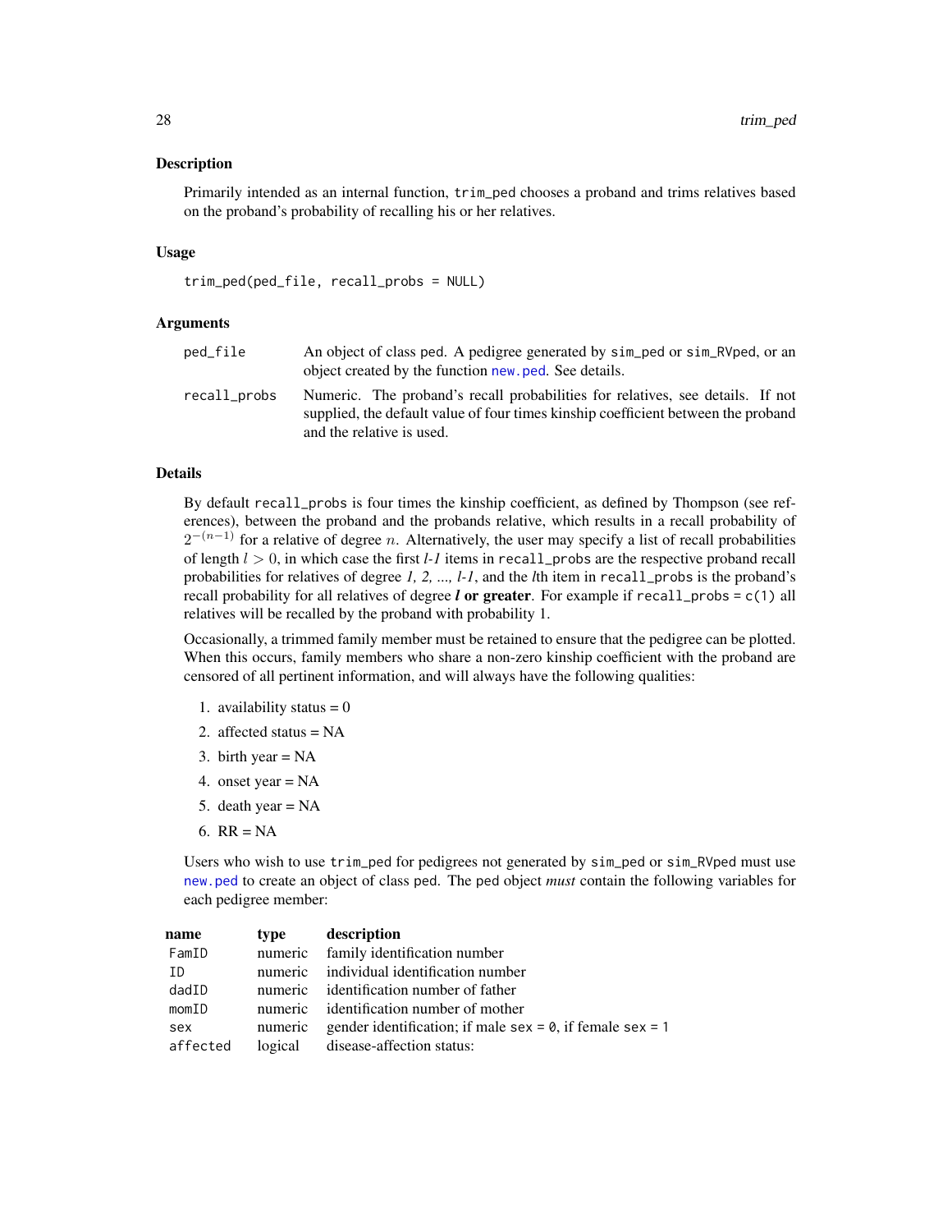### Description

Primarily intended as an internal function, trim_ped chooses a proband and trims relatives based on the proband's probability of recalling his or her relatives.

### Usage

```
trim_ped(ped_file, recall_probs = NULL)
```

### Arguments

| | |
|---|---|
| ped_file | An object of class ped. A pedigree generated by sim_ped or sim_RVped, or an object created by the function new.ped. See details. |
| recall_probs | Numeric. The proband's recall probabilities for relatives, see details. If not supplied, the default value of four times kinship coefficient between the proband and the relative is used. |

### Details

By default recall_probs is four times the kinship coefficient, as defined by Thompson (see references), between the proband and the probands relative, which results in a recall probability of $2^{-(n-1)}$ for a relative of degree $n$. Alternatively, the user may specify a list of recall probabilities of length $l > 0$, in which case the first *l-1* items in recall_probs are the respective proband recall probabilities for relatives of degree *1, 2, ..., l-1*, and the *l*th item in recall_probs is the proband's recall probability for all relatives of degree ***l* or greater**. For example if recall_probs = c(1) all relatives will be recalled by the proband with probability 1.

Occasionally, a trimmed family member must be retained to ensure that the pedigree can be plotted. When this occurs, family members who share a non-zero kinship coefficient with the proband are censored of all pertinent information, and will always have the following qualities:

1. availability status = 0
2. affected status = NA
3. birth year = NA
4. onset year = NA
5. death year = NA
6. RR = NA

Users who wish to use trim_ped for pedigrees not generated by sim_ped or sim_RVped must use new.ped to create an object of class ped. The ped object *must* contain the following variables for each pedigree member:

| name | type | description |
|---|---|---|
| FamID | numeric | family identification number |
| ID | numeric | individual identification number |
| dadID | numeric | identification number of father |
| momID | numeric | identification number of mother |
| sex | numeric | gender identification; if male sex = 0, if female sex = 1 |
| affected | logical | disease-affection status: |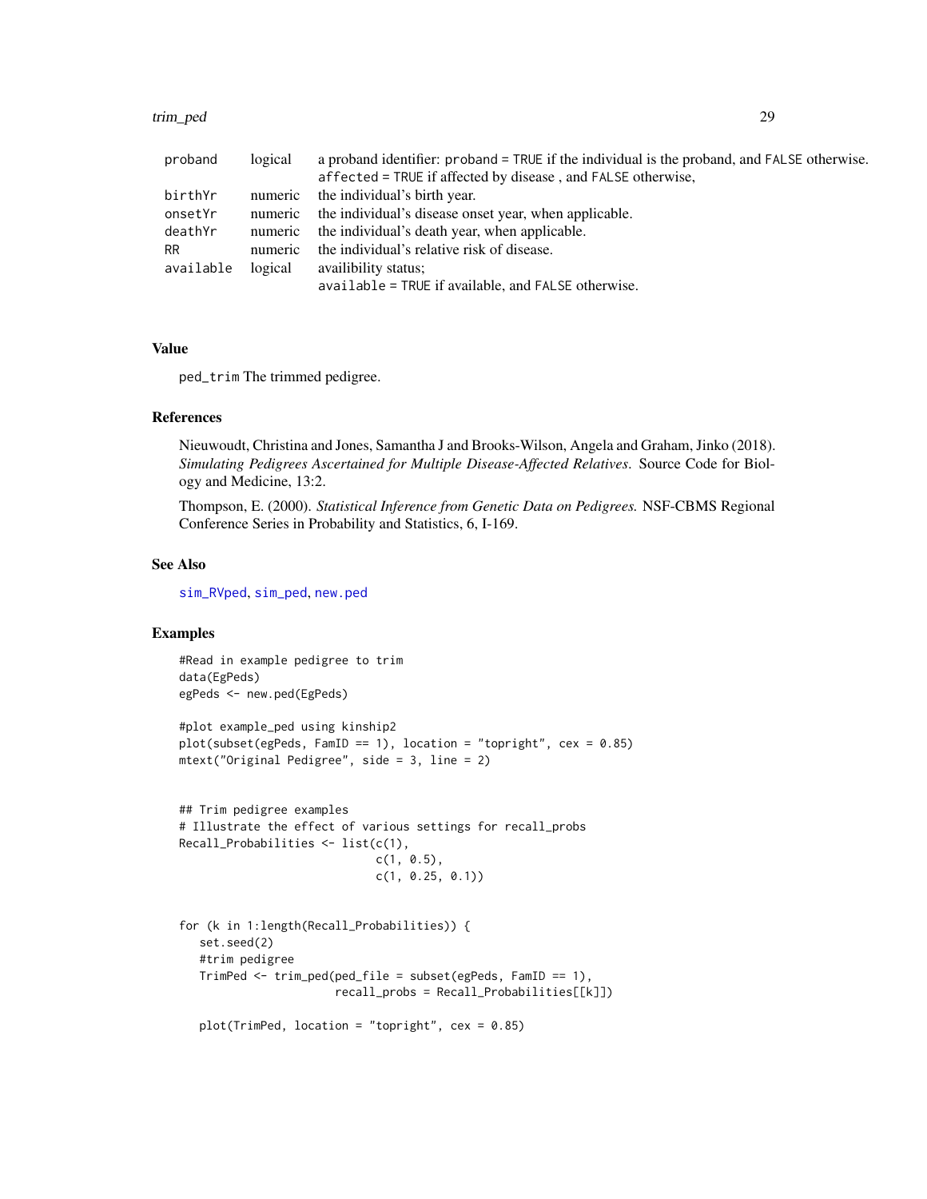| | | |
|---|---|---|
| proband | logical | a proband identifier: proband = TRUE if the individual is the proband, and FALSE otherwise. affected = TRUE if affected by disease , and FALSE otherwise, |
| birthYr | numeric | the individual's birth year. |
| onsetYr | numeric | the individual's disease onset year, when applicable. |
| deathYr | numeric | the individual's death year, when applicable. |
| RR | numeric | the individual's relative risk of disease. |
| available | logical | availibility status; available = TRUE if available, and FALSE otherwise. |

## Value

ped_trim The trimmed pedigree.

## References

Nieuwoudt, Christina and Jones, Samantha J and Brooks-Wilson, Angela and Graham, Jinko (2018). *Simulating Pedigrees Ascertained for Multiple Disease-Affected Relatives*. Source Code for Biology and Medicine, 13:2.

Thompson, E. (2000). *Statistical Inference from Genetic Data on Pedigrees.* NSF-CBMS Regional Conference Series in Probability and Statistics, 6, I-169.

## See Also

sim_RVped, sim_ped, new.ped

## Examples

```
#Read in example pedigree to trim
data(EgPeds)
egPeds <- new.ped(EgPeds)

#plot example_ped using kinship2
plot(subset(egPeds, FamID == 1), location = "topright", cex = 0.85)
mtext("Original Pedigree", side = 3, line = 2)


## Trim pedigree examples
# Illustrate the effect of various settings for recall_probs
Recall_Probabilities <- list(c(1),
                             c(1, 0.5),
                             c(1, 0.25, 0.1))


for (k in 1:length(Recall_Probabilities)) {
   set.seed(2)
   #trim pedigree
   TrimPed <- trim_ped(ped_file = subset(egPeds, FamID == 1),
                       recall_probs = Recall_Probabilities[[k]])

   plot(TrimPed, location = "topright", cex = 0.85)
```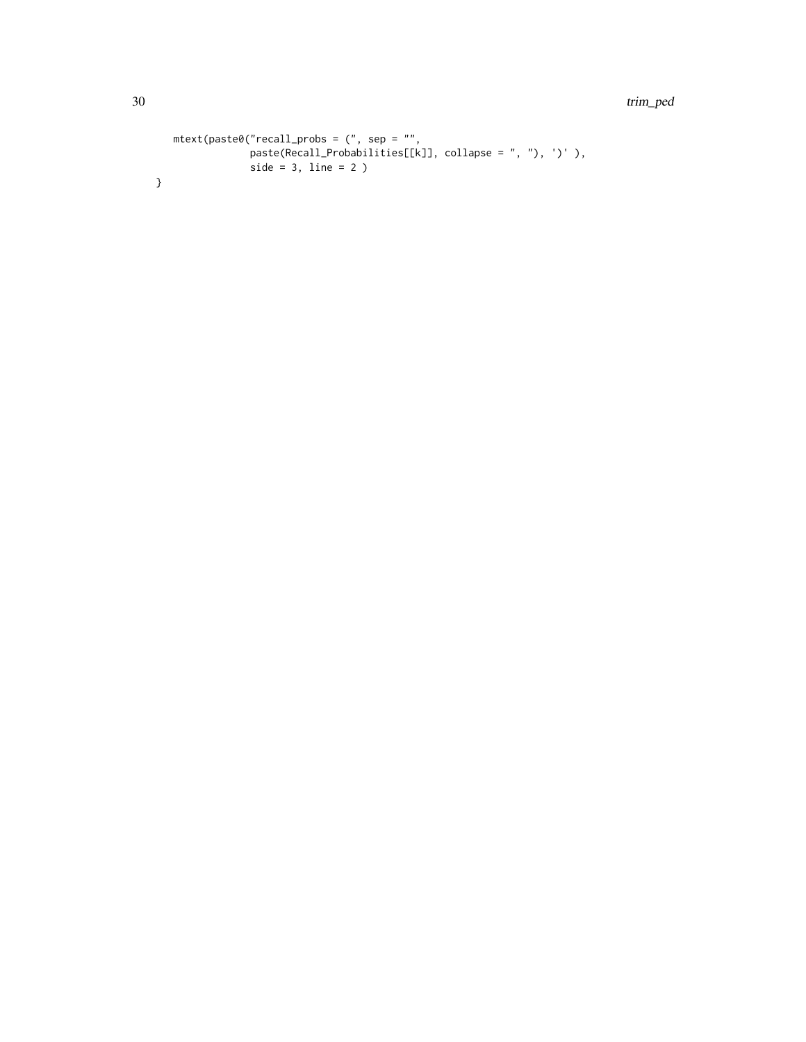```
  mtext(paste0("recall_probs = (", sep = "",
               paste(Recall_Probabilities[[k]], collapse = ", "), ')' ),
               side = 3, line = 2 )
}
```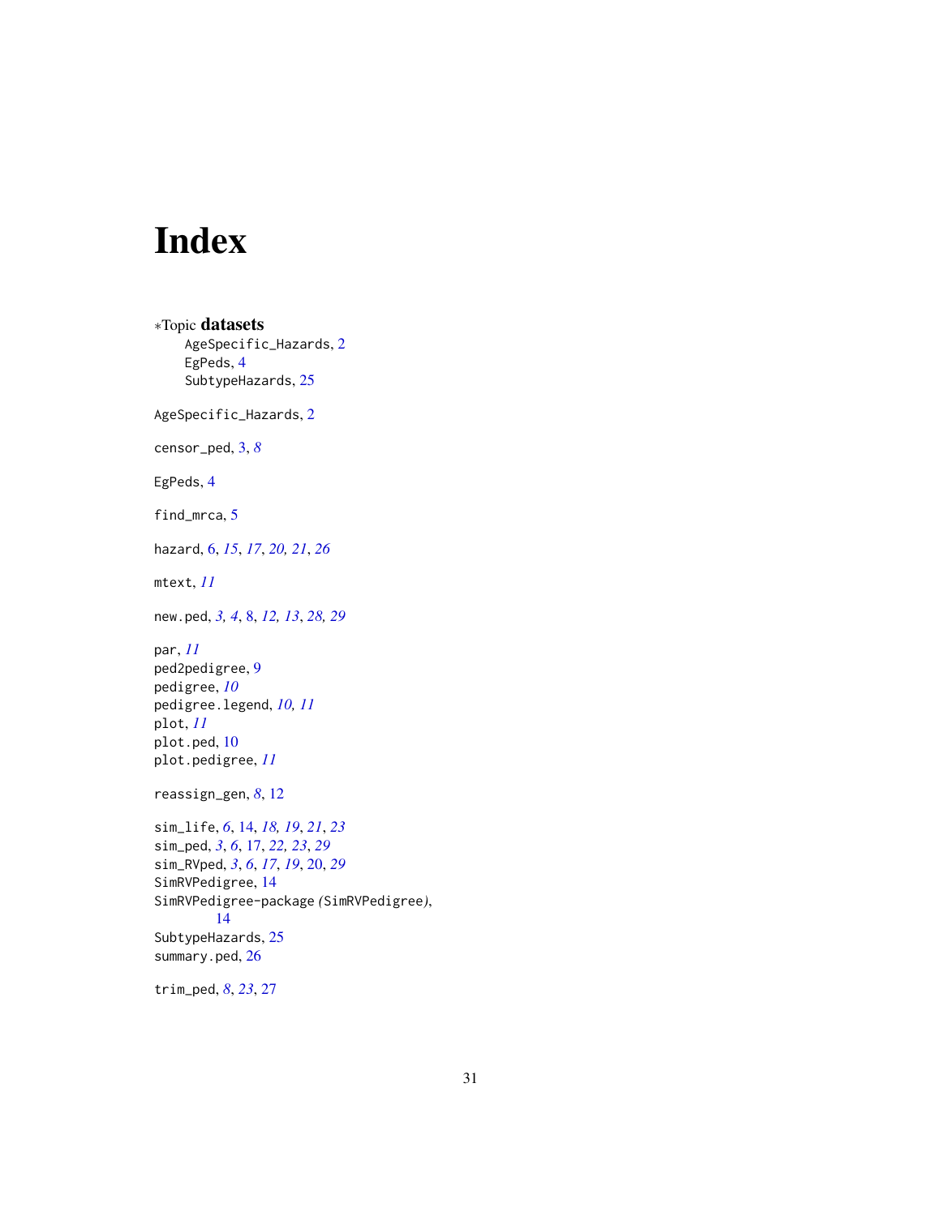# Index

∗Topic **datasets**
- AgeSpecific_Hazards, 2
- EgPeds, 4
- SubtypeHazards, 25

AgeSpecific_Hazards, 2

censor_ped, 3, *8*

EgPeds, 4

find_mrca, 5

hazard, 6, *15*, *17*, *20, 21*, *26*

mtext, *11*

new.ped, *3, 4*, 8, *12, 13*, *28, 29*

par, *11*
ped2pedigree, 9
pedigree, *10*
pedigree.legend, *10, 11*
plot, *11*
plot.ped, 10
plot.pedigree, *11*

reassign_gen, *8*, 12

sim_life, *6*, 14, *18, 19*, *21*, *23*
sim_ped, *3*, *6*, 17, *22, 23*, *29*
sim_RVped, *3*, *6*, *17*, *19*, 20, *29*
SimRVPedigree, 14
SimRVPedigree-package *(*SimRVPedigree*)*, 14
SubtypeHazards, 25
summary.ped, 26

trim_ped, *8*, *23*, 27